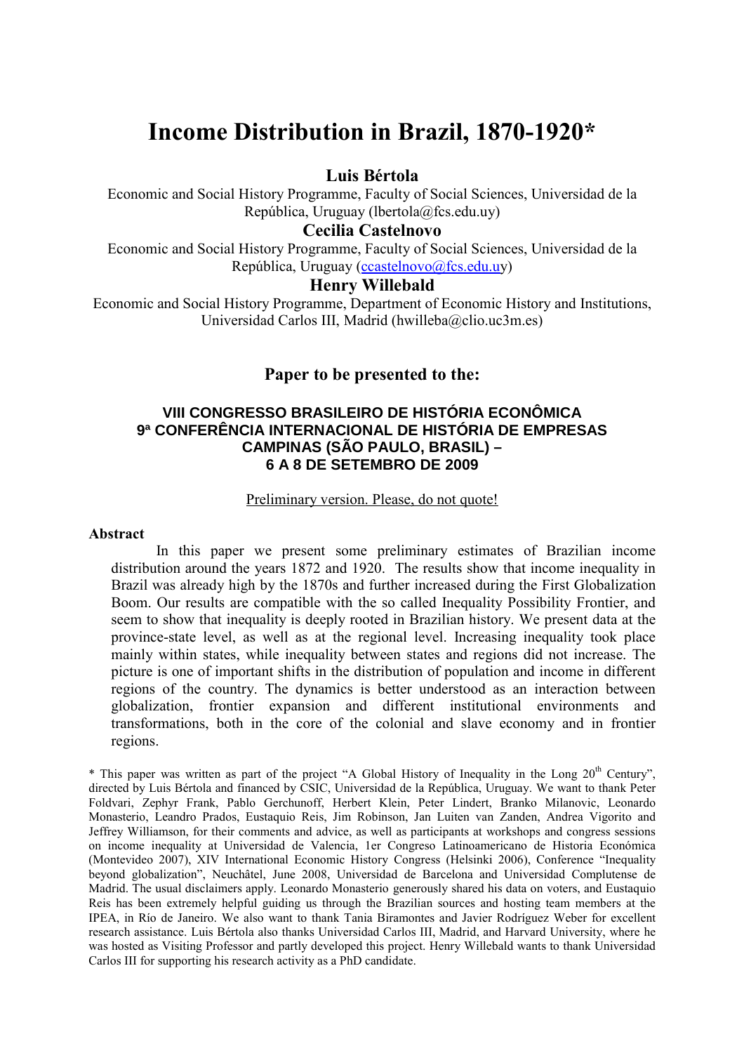# Income Distribution in Brazil, 1870-1920*

**Luis Bértola**

Economic and Social History Programme, Faculty of Social Sciences, Universidad de la República, Uruguay (lbertola@fcs.edu.uy)

**Cecilia Castelnovo**

Economic and Social History Programme, Faculty of Social Sciences, Universidad de la República, Uruguay (ccastelnovo@fcs.edu.uy)

**Henry Willebald**

Economic and Social History Programme, Department of Economic History and Institutions, Universidad Carlos III, Madrid (hwilleba@clio.uc3m.es)

**Paper to be presented to the:**

**VIII CONGRESSO BRASILEIRO DE HISTÓRIA ECONÔMICA**
**9ª CONFERÊNCIA INTERNACIONAL DE HISTÓRIA DE EMPRESAS**
**CAMPINAS (SÃO PAULO, BRASIL) –**
**6 A 8 DE SETEMBRO DE 2009**

Preliminary version. Please, do not quote!

**Abstract**

In this paper we present some preliminary estimates of Brazilian income distribution around the years 1872 and 1920. The results show that income inequality in Brazil was already high by the 1870s and further increased during the First Globalization Boom. Our results are compatible with the so called Inequality Possibility Frontier, and seem to show that inequality is deeply rooted in Brazilian history. We present data at the province-state level, as well as at the regional level. Increasing inequality took place mainly within states, while inequality between states and regions did not increase. The picture is one of important shifts in the distribution of population and income in different regions of the country. The dynamics is better understood as an interaction between globalization, frontier expansion and different institutional environments and transformations, both in the core of the colonial and slave economy and in frontier regions.

\* This paper was written as part of the project "A Global History of Inequality in the Long 20th Century", directed by Luis Bértola and financed by CSIC, Universidad de la República, Uruguay. We want to thank Peter Foldvari, Zephyr Frank, Pablo Gerchunoff, Herbert Klein, Peter Lindert, Branko Milanovic, Leonardo Monasterio, Leandro Prados, Eustaquio Reis, Jim Robinson, Jan Luiten van Zanden, Andrea Vigorito and Jeffrey Williamson, for their comments and advice, as well as participants at workshops and congress sessions on income inequality at Universidad de Valencia, 1er Congreso Latinoamericano de Historia Económica (Montevideo 2007), XIV International Economic History Congress (Helsinki 2006), Conference "Inequality beyond globalization", Neuchâtel, June 2008, Universidad de Barcelona and Universidad Complutense de Madrid. The usual disclaimers apply. Leonardo Monasterio generously shared his data on voters, and Eustaquio Reis has been extremely helpful guiding us through the Brazilian sources and hosting team members at the IPEA, in Río de Janeiro. We also want to thank Tania Biramontes and Javier Rodríguez Weber for excellent research assistance. Luis Bértola also thanks Universidad Carlos III, Madrid, and Harvard University, where he was hosted as Visiting Professor and partly developed this project. Henry Willebald wants to thank Universidad Carlos III for supporting his research activity as a PhD candidate.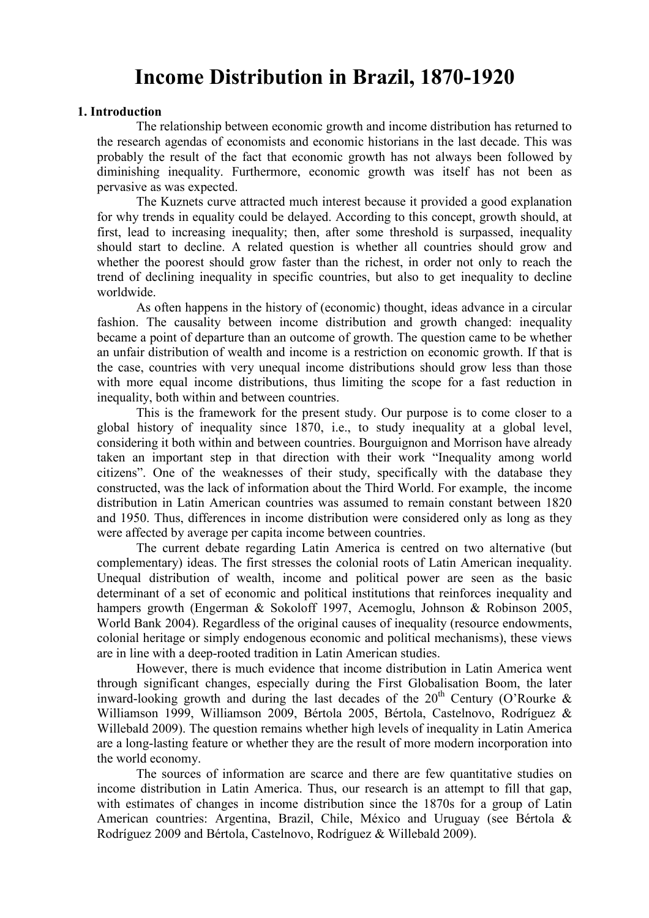# Income Distribution in Brazil, 1870-1920

## 1. Introduction

The relationship between economic growth and income distribution has returned to the research agendas of economists and economic historians in the last decade. This was probably the result of the fact that economic growth has not always been followed by diminishing inequality. Furthermore, economic growth was itself has not been as pervasive as was expected.

The Kuznets curve attracted much interest because it provided a good explanation for why trends in equality could be delayed. According to this concept, growth should, at first, lead to increasing inequality; then, after some threshold is surpassed, inequality should start to decline. A related question is whether all countries should grow and whether the poorest should grow faster than the richest, in order not only to reach the trend of declining inequality in specific countries, but also to get inequality to decline worldwide.

As often happens in the history of (economic) thought, ideas advance in a circular fashion. The causality between income distribution and growth changed: inequality became a point of departure than an outcome of growth. The question came to be whether an unfair distribution of wealth and income is a restriction on economic growth. If that is the case, countries with very unequal income distributions should grow less than those with more equal income distributions, thus limiting the scope for a fast reduction in inequality, both within and between countries.

This is the framework for the present study. Our purpose is to come closer to a global history of inequality since 1870, i.e., to study inequality at a global level, considering it both within and between countries. Bourguignon and Morrison have already taken an important step in that direction with their work "Inequality among world citizens". One of the weaknesses of their study, specifically with the database they constructed, was the lack of information about the Third World. For example, the income distribution in Latin American countries was assumed to remain constant between 1820 and 1950. Thus, differences in income distribution were considered only as long as they were affected by average per capita income between countries.

The current debate regarding Latin America is centred on two alternative (but complementary) ideas. The first stresses the colonial roots of Latin American inequality. Unequal distribution of wealth, income and political power are seen as the basic determinant of a set of economic and political institutions that reinforces inequality and hampers growth (Engerman & Sokoloff 1997, Acemoglu, Johnson & Robinson 2005, World Bank 2004). Regardless of the original causes of inequality (resource endowments, colonial heritage or simply endogenous economic and political mechanisms), these views are in line with a deep-rooted tradition in Latin American studies.

However, there is much evidence that income distribution in Latin America went through significant changes, especially during the First Globalisation Boom, the later inward-looking growth and during the last decades of the 20th Century (O'Rourke & Williamson 1999, Williamson 2009, Bértola 2005, Bértola, Castelnovo, Rodríguez & Willebald 2009). The question remains whether high levels of inequality in Latin America are a long-lasting feature or whether they are the result of more modern incorporation into the world economy.

The sources of information are scarce and there are few quantitative studies on income distribution in Latin America. Thus, our research is an attempt to fill that gap, with estimates of changes in income distribution since the 1870s for a group of Latin American countries: Argentina, Brazil, Chile, México and Uruguay (see Bértola & Rodríguez 2009 and Bértola, Castelnovo, Rodríguez & Willebald 2009).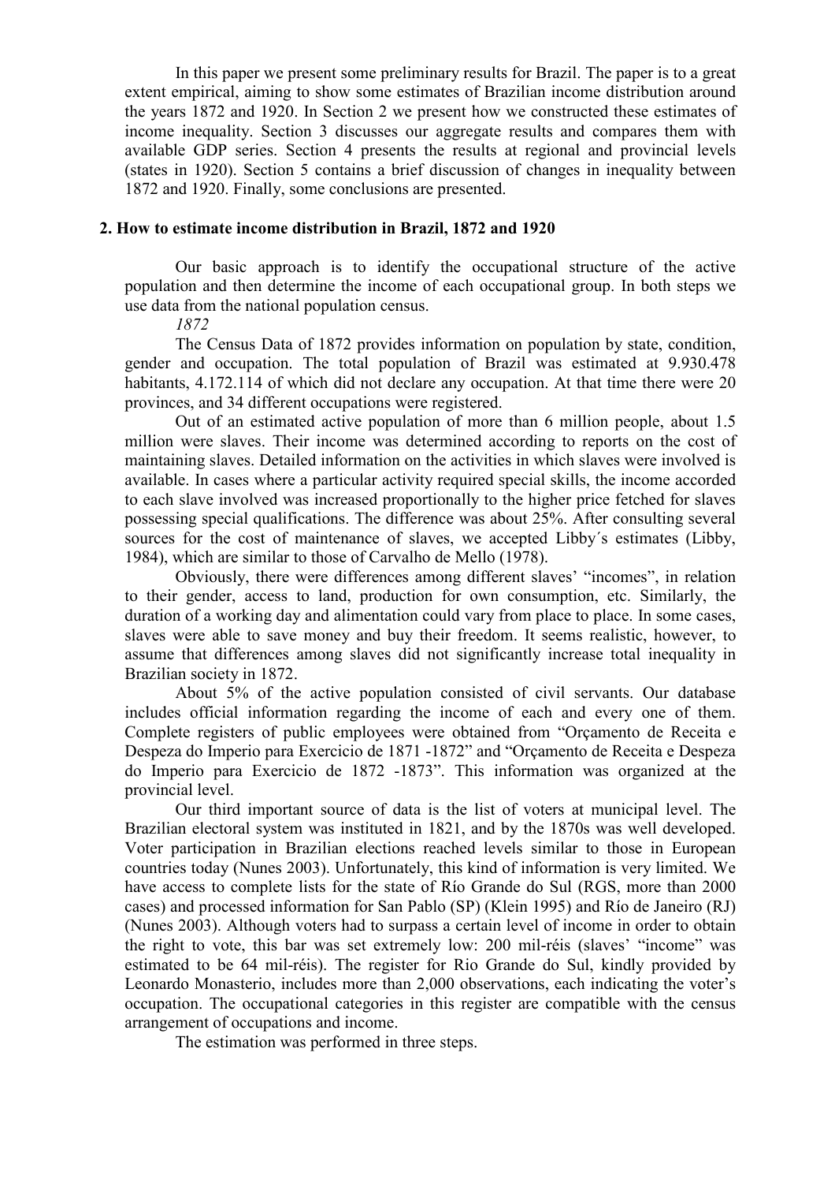In this paper we present some preliminary results for Brazil. The paper is to a great extent empirical, aiming to show some estimates of Brazilian income distribution around the years 1872 and 1920. In Section 2 we present how we constructed these estimates of income inequality. Section 3 discusses our aggregate results and compares them with available GDP series. Section 4 presents the results at regional and provincial levels (states in 1920). Section 5 contains a brief discussion of changes in inequality between 1872 and 1920. Finally, some conclusions are presented.

## 2. How to estimate income distribution in Brazil, 1872 and 1920

Our basic approach is to identify the occupational structure of the active population and then determine the income of each occupational group. In both steps we use data from the national population census.

*1872*

The Census Data of 1872 provides information on population by state, condition, gender and occupation. The total population of Brazil was estimated at 9.930.478 habitants, 4.172.114 of which did not declare any occupation. At that time there were 20 provinces, and 34 different occupations were registered.

Out of an estimated active population of more than 6 million people, about 1.5 million were slaves. Their income was determined according to reports on the cost of maintaining slaves. Detailed information on the activities in which slaves were involved is available. In cases where a particular activity required special skills, the income accorded to each slave involved was increased proportionally to the higher price fetched for slaves possessing special qualifications. The difference was about 25%. After consulting several sources for the cost of maintenance of slaves, we accepted Libby´s estimates (Libby, 1984), which are similar to those of Carvalho de Mello (1978).

Obviously, there were differences among different slaves' "incomes", in relation to their gender, access to land, production for own consumption, etc. Similarly, the duration of a working day and alimentation could vary from place to place. In some cases, slaves were able to save money and buy their freedom. It seems realistic, however, to assume that differences among slaves did not significantly increase total inequality in Brazilian society in 1872.

About 5% of the active population consisted of civil servants. Our database includes official information regarding the income of each and every one of them. Complete registers of public employees were obtained from "Orçamento de Receita e Despeza do Imperio para Exercicio de 1871 -1872" and "Orçamento de Receita e Despeza do Imperio para Exercicio de 1872 -1873". This information was organized at the provincial level.

Our third important source of data is the list of voters at municipal level. The Brazilian electoral system was instituted in 1821, and by the 1870s was well developed. Voter participation in Brazilian elections reached levels similar to those in European countries today (Nunes 2003). Unfortunately, this kind of information is very limited. We have access to complete lists for the state of Río Grande do Sul (RGS, more than 2000 cases) and processed information for San Pablo (SP) (Klein 1995) and Río de Janeiro (RJ) (Nunes 2003). Although voters had to surpass a certain level of income in order to obtain the right to vote, this bar was set extremely low: 200 mil-réis (slaves' "income" was estimated to be 64 mil-réis). The register for Rio Grande do Sul, kindly provided by Leonardo Monasterio, includes more than 2,000 observations, each indicating the voter's occupation. The occupational categories in this register are compatible with the census arrangement of occupations and income.

The estimation was performed in three steps.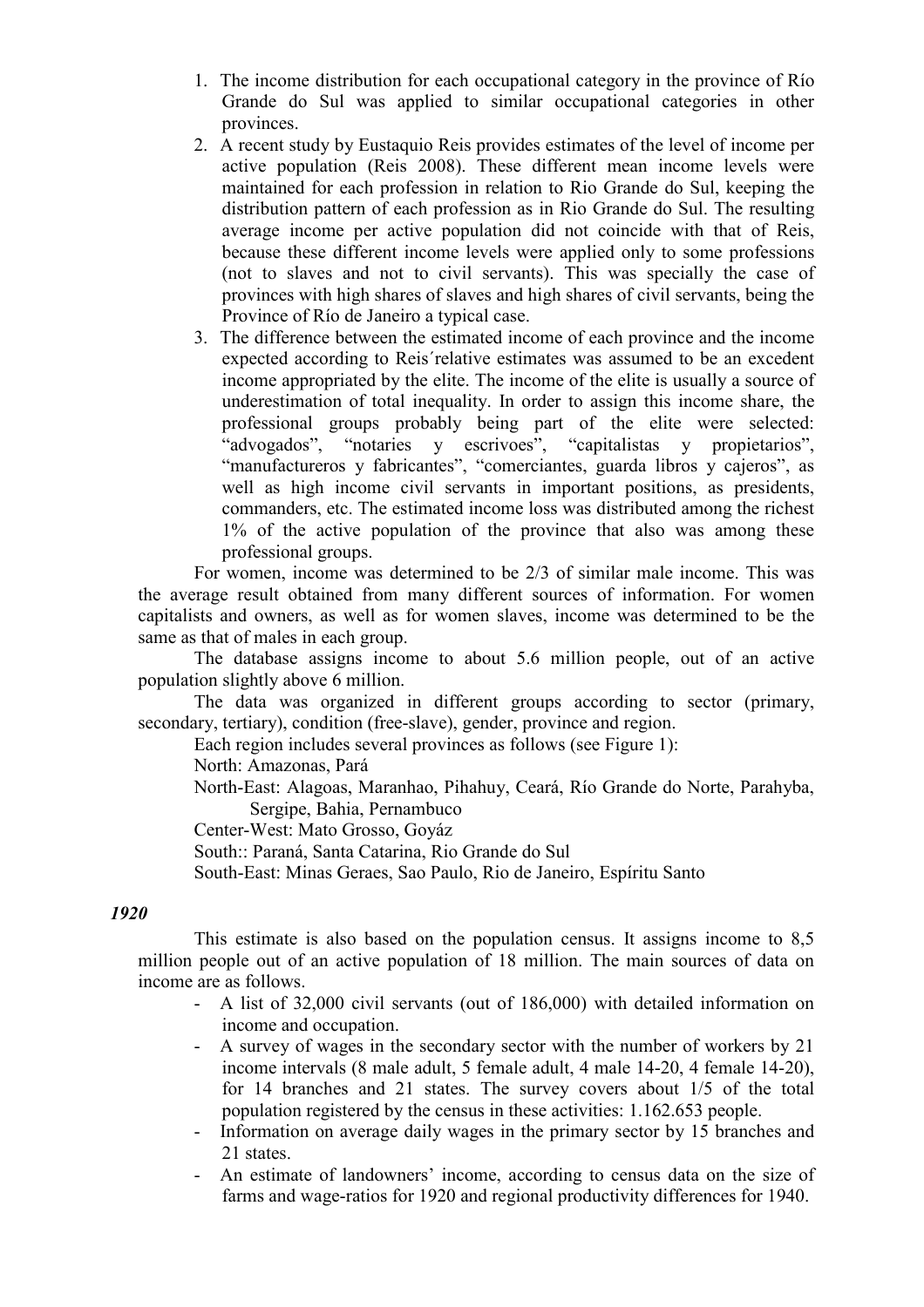1. The income distribution for each occupational category in the province of Río Grande do Sul was applied to similar occupational categories in other provinces.
2. A recent study by Eustaquio Reis provides estimates of the level of income per active population (Reis 2008). These different mean income levels were maintained for each profession in relation to Rio Grande do Sul, keeping the distribution pattern of each profession as in Rio Grande do Sul. The resulting average income per active population did not coincide with that of Reis, because these different income levels were applied only to some professions (not to slaves and not to civil servants). This was specially the case of provinces with high shares of slaves and high shares of civil servants, being the Province of Río de Janeiro a typical case.
3. The difference between the estimated income of each province and the income expected according to Reis´relative estimates was assumed to be an excedent income appropriated by the elite. The income of the elite is usually a source of underestimation of total inequality. In order to assign this income share, the professional groups probably being part of the elite were selected: "advogados", "notaries y escrivoes", "capitalistas y propietarios", "manufactureros y fabricantes", "comerciantes, guarda libros y cajeros", as well as high income civil servants in important positions, as presidents, commanders, etc. The estimated income loss was distributed among the richest 1% of the active population of the province that also was among these professional groups.

For women, income was determined to be 2/3 of similar male income. This was the average result obtained from many different sources of information. For women capitalists and owners, as well as for women slaves, income was determined to be the same as that of males in each group.

The database assigns income to about 5.6 million people, out of an active population slightly above 6 million.

The data was organized in different groups according to sector (primary, secondary, tertiary), condition (free-slave), gender, province and region.

Each region includes several provinces as follows (see Figure 1):

North: Amazonas, Pará

North-East: Alagoas, Maranhao, Pihahuy, Ceará, Río Grande do Norte, Parahyba, Sergipe, Bahia, Pernambuco

Center-West: Mato Grosso, Goyáz

South:: Paraná, Santa Catarina, Rio Grande do Sul

South-East: Minas Geraes, Sao Paulo, Rio de Janeiro, Espíritu Santo

### *1920*

This estimate is also based on the population census. It assigns income to 8,5 million people out of an active population of 18 million. The main sources of data on income are as follows.

- A list of 32,000 civil servants (out of 186,000) with detailed information on income and occupation.
- A survey of wages in the secondary sector with the number of workers by 21 income intervals (8 male adult, 5 female adult, 4 male 14-20, 4 female 14-20), for 14 branches and 21 states. The survey covers about 1/5 of the total population registered by the census in these activities: 1.162.653 people.
- Information on average daily wages in the primary sector by 15 branches and 21 states.
- An estimate of landowners' income, according to census data on the size of farms and wage-ratios for 1920 and regional productivity differences for 1940.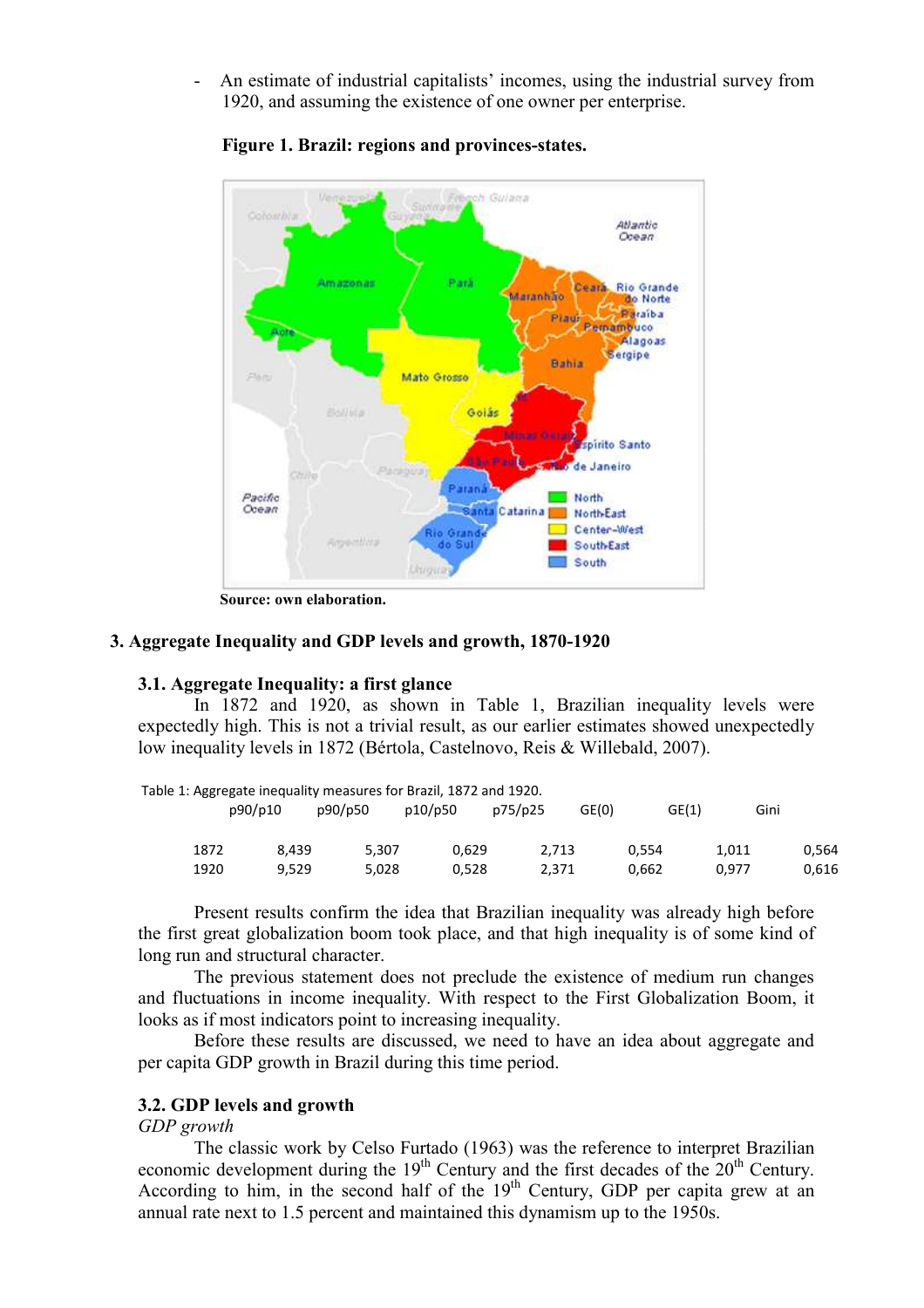- An estimate of industrial capitalists' incomes, using the industrial survey from 1920, and assuming the existence of one owner per enterprise.

**Figure 1. Brazil: regions and provinces-states.**

**Source: own elaboration.**

## 3. Aggregate Inequality and GDP levels and growth, 1870-1920

### 3.1. Aggregate Inequality: a first glance

In 1872 and 1920, as shown in Table 1, Brazilian inequality levels were expectedly high. This is not a trivial result, as our earlier estimates showed unexpectedly low inequality levels in 1872 (Bértola, Castelnovo, Reis & Willebald, 2007).

Table 1: Aggregate inequality measures for Brazil, 1872 and 1920.

| | p90/p10 | p90/p50 | p10/p50 | p75/p25 | GE(0) | GE(1) | Gini |
|---|---|---|---|---|---|---|---|
| 1872 | 8,439 | 5,307 | 0,629 | 2,713 | 0,554 | 1,011 | 0,564 |
| 1920 | 9,529 | 5,028 | 0,528 | 2,371 | 0,662 | 0,977 | 0,616 |

Present results confirm the idea that Brazilian inequality was already high before the first great globalization boom took place, and that high inequality is of some kind of long run and structural character.

The previous statement does not preclude the existence of medium run changes and fluctuations in income inequality. With respect to the First Globalization Boom, it looks as if most indicators point to increasing inequality.

Before these results are discussed, we need to have an idea about aggregate and per capita GDP growth in Brazil during this time period.

### 3.2. GDP levels and growth

*GDP growth*

The classic work by Celso Furtado (1963) was the reference to interpret Brazilian economic development during the 19th Century and the first decades of the 20th Century. According to him, in the second half of the 19th Century, GDP per capita grew at an annual rate next to 1.5 percent and maintained this dynamism up to the 1950s.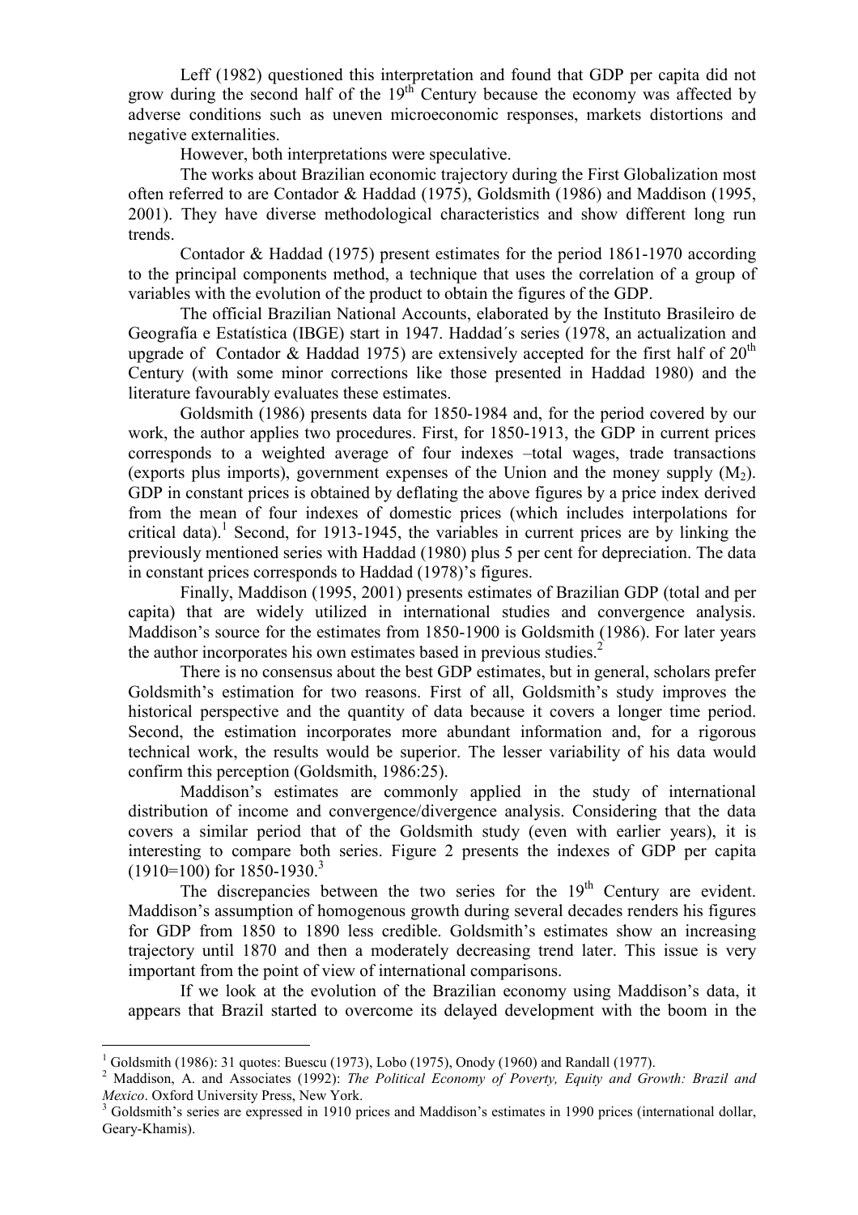Leff (1982) questioned this interpretation and found that GDP per capita did not grow during the second half of the 19th Century because the economy was affected by adverse conditions such as uneven microeconomic responses, markets distortions and negative externalities.

However, both interpretations were speculative.

The works about Brazilian economic trajectory during the First Globalization most often referred to are Contador & Haddad (1975), Goldsmith (1986) and Maddison (1995, 2001). They have diverse methodological characteristics and show different long run trends.

Contador & Haddad (1975) present estimates for the period 1861-1970 according to the principal components method, a technique that uses the correlation of a group of variables with the evolution of the product to obtain the figures of the GDP.

The official Brazilian National Accounts, elaborated by the Instituto Brasileiro de Geografía e Estatística (IBGE) start in 1947. Haddad´s series (1978, an actualization and upgrade of Contador & Haddad 1975) are extensively accepted for the first half of 20th Century (with some minor corrections like those presented in Haddad 1980) and the literature favourably evaluates these estimates.

Goldsmith (1986) presents data for 1850-1984 and, for the period covered by our work, the author applies two procedures. First, for 1850-1913, the GDP in current prices corresponds to a weighted average of four indexes –total wages, trade transactions (exports plus imports), government expenses of the Union and the money supply ($M_2$). GDP in constant prices is obtained by deflating the above figures by a price index derived from the mean of four indexes of domestic prices (which includes interpolations for critical data).[1] Second, for 1913-1945, the variables in current prices are by linking the previously mentioned series with Haddad (1980) plus 5 per cent for depreciation. The data in constant prices corresponds to Haddad (1978)'s figures.

Finally, Maddison (1995, 2001) presents estimates of Brazilian GDP (total and per capita) that are widely utilized in international studies and convergence analysis. Maddison's source for the estimates from 1850-1900 is Goldsmith (1986). For later years the author incorporates his own estimates based in previous studies.[2]

There is no consensus about the best GDP estimates, but in general, scholars prefer Goldsmith's estimation for two reasons. First of all, Goldsmith's study improves the historical perspective and the quantity of data because it covers a longer time period. Second, the estimation incorporates more abundant information and, for a rigorous technical work, the results would be superior. The lesser variability of his data would confirm this perception (Goldsmith, 1986:25).

Maddison's estimates are commonly applied in the study of international distribution of income and convergence/divergence analysis. Considering that the data covers a similar period that of the Goldsmith study (even with earlier years), it is interesting to compare both series. Figure 2 presents the indexes of GDP per capita (1910=100) for 1850-1930.[3]

The discrepancies between the two series for the 19th Century are evident. Maddison's assumption of homogenous growth during several decades renders his figures for GDP from 1850 to 1890 less credible. Goldsmith's estimates show an increasing trajectory until 1870 and then a moderately decreasing trend later. This issue is very important from the point of view of international comparisons.

If we look at the evolution of the Brazilian economy using Maddison's data, it appears that Brazil started to overcome its delayed development with the boom in the

---

[1] Goldsmith (1986): 31 quotes: Buescu (1973), Lobo (1975), Onody (1960) and Randall (1977).

[2] Maddison, A. and Associates (1992): *The Political Economy of Poverty, Equity and Growth: Brazil and Mexico*. Oxford University Press, New York.

[3] Goldsmith's series are expressed in 1910 prices and Maddison's estimates in 1990 prices (international dollar, Geary-Khamis).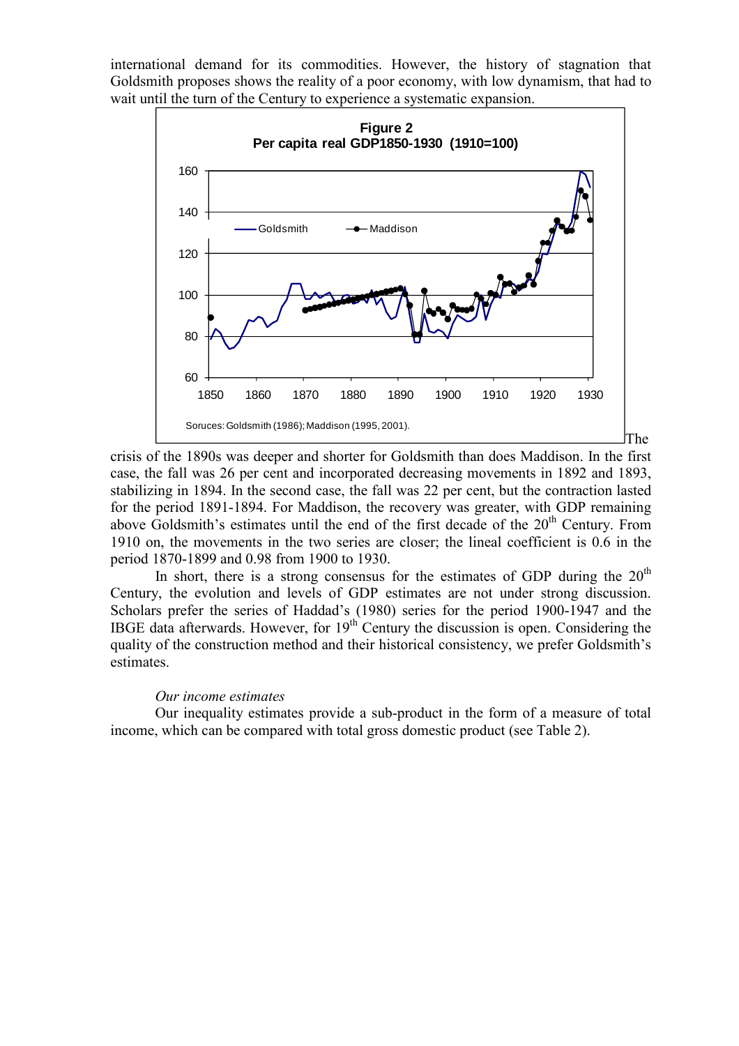international demand for its commodities. However, the history of stagnation that Goldsmith proposes shows the reality of a poor economy, with low dynamism, that had to wait until the turn of the Century to experience a systematic expansion.

**Figure 2**
**Per capita real GDP1850-1930 (1910=100)**

Soruces: Goldsmith (1986); Maddison (1995, 2001).

The crisis of the 1890s was deeper and shorter for Goldsmith than does Maddison. In the first case, the fall was 26 per cent and incorporated decreasing movements in 1892 and 1893, stabilizing in 1894. In the second case, the fall was 22 per cent, but the contraction lasted for the period 1891-1894. For Maddison, the recovery was greater, with GDP remaining above Goldsmith's estimates until the end of the first decade of the 20th Century. From 1910 on, the movements in the two series are closer; the lineal coefficient is 0.6 in the period 1870-1899 and 0.98 from 1900 to 1930.

In short, there is a strong consensus for the estimates of GDP during the 20th Century, the evolution and levels of GDP estimates are not under strong discussion. Scholars prefer the series of Haddad's (1980) series for the period 1900-1947 and the IBGE data afterwards. However, for 19th Century the discussion is open. Considering the quality of the construction method and their historical consistency, we prefer Goldsmith's estimates.

*Our income estimates*

Our inequality estimates provide a sub-product in the form of a measure of total income, which can be compared with total gross domestic product (see Table 2).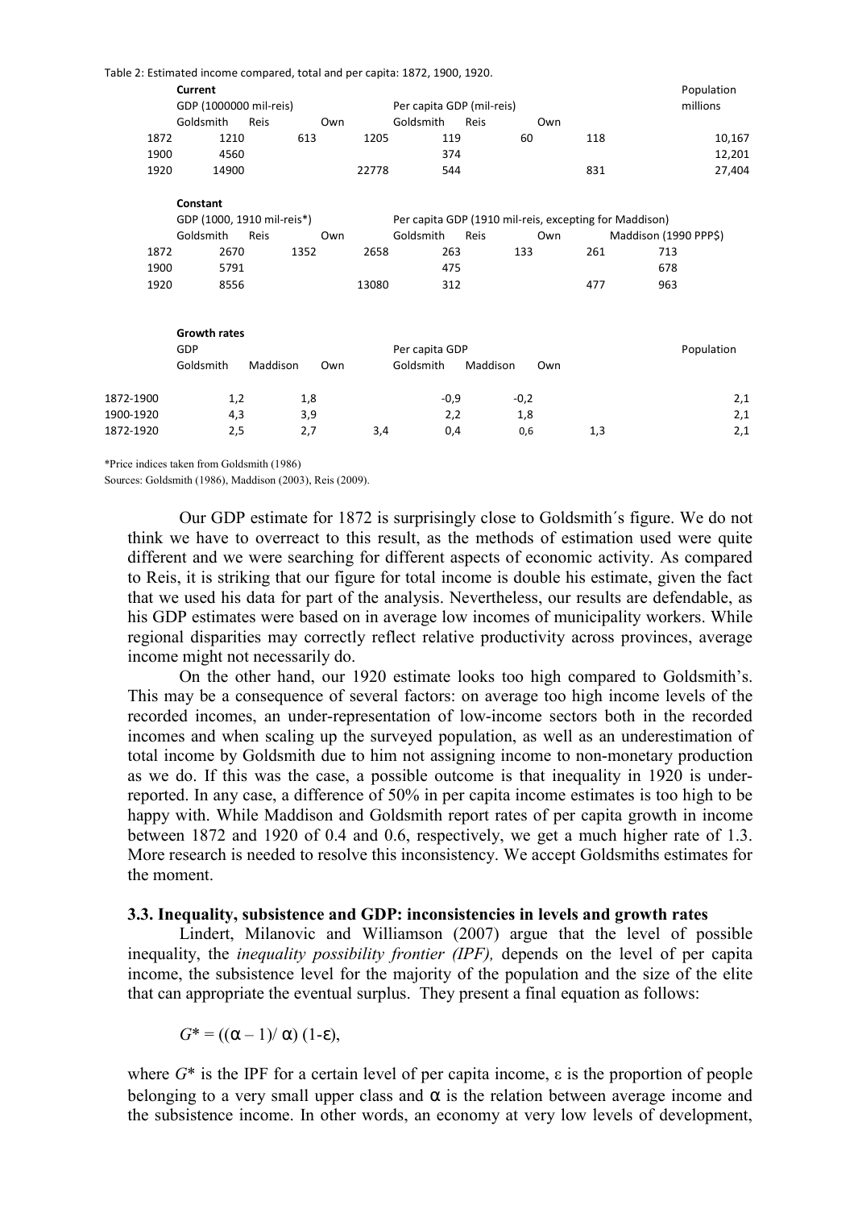Table 2: Estimated income compared, total and per capita: 1872, 1900, 1920.

| **Current** | GDP (1000000 mil-reis) | | | Per capita GDP (mil-reis) | | | Population millions |
|---|---|---|---|---|---|---|---|
| | Goldsmith | Reis | Own | Goldsmith | Reis | Own | |
| 1872 | 1210 | 613 | 1205 | 119 | 60 | 118 | 10,167 |
| 1900 | 4560 | | | 374 | | | 12,201 |
| 1920 | 14900 | | 22778 | 544 | | 831 | 27,404 |

| **Constant** | GDP (1000, 1910 mil-reis*) | | | Per capita GDP (1910 mil-reis, excepting for Maddison) | | | |
|---|---|---|---|---|---|---|---|
| | Goldsmith | Reis | Own | Goldsmith | Reis | Own | Maddison (1990 PPP$) |
| 1872 | 2670 | 1352 | 2658 | 263 | 133 | 261 | 713 |
| 1900 | 5791 | | | 475 | | | 678 |
| 1920 | 8556 | | 13080 | 312 | | 477 | 963 |

| **Growth rates** | GDP | | | Per capita GDP | | | Population |
|---|---|---|---|---|---|---|---|
| | Goldsmith | Maddison | Own | Goldsmith | Maddison | Own | |
| 1872-1900 | 1,2 | 1,8 | | -0,9 | -0,2 | | 2,1 |
| 1900-1920 | 4,3 | 3,9 | | 2,2 | 1,8 | | 2,1 |
| 1872-1920 | 2,5 | 2,7 | 3,4 | 0,4 | 0,6 | 1,3 | 2,1 |

*Price indices taken from Goldsmith (1986)

Sources: Goldsmith (1986), Maddison (2003), Reis (2009).

Our GDP estimate for 1872 is surprisingly close to Goldsmith´s figure. We do not think we have to overreact to this result, as the methods of estimation used were quite different and we were searching for different aspects of economic activity. As compared to Reis, it is striking that our figure for total income is double his estimate, given the fact that we used his data for part of the analysis. Nevertheless, our results are defendable, as his GDP estimates were based on in average low incomes of municipality workers. While regional disparities may correctly reflect relative productivity across provinces, average income might not necessarily do.

On the other hand, our 1920 estimate looks too high compared to Goldsmith's. This may be a consequence of several factors: on average too high income levels of the recorded incomes, an under-representation of low-income sectors both in the recorded incomes and when scaling up the surveyed population, as well as an underestimation of total income by Goldsmith due to him not assigning income to non-monetary production as we do. If this was the case, a possible outcome is that inequality in 1920 is under-reported. In any case, a difference of 50% in per capita income estimates is too high to be happy with. While Maddison and Goldsmith report rates of per capita growth in income between 1872 and 1920 of 0.4 and 0.6, respectively, we get a much higher rate of 1.3. More research is needed to resolve this inconsistency. We accept Goldsmiths estimates for the moment.

### 3.3. Inequality, subsistence and GDP: inconsistencies in levels and growth rates

Lindert, Milanovic and Williamson (2007) argue that the level of possible inequality, the *inequality possibility frontier (IPF),* depends on the level of per capita income, the subsistence level for the majority of the population and the size of the elite that can appropriate the eventual surplus. They present a final equation as follows:

$$G^* = ((\alpha - 1)/\ \alpha)\ (1-\varepsilon),$$

where $G^*$ is the IPF for a certain level of per capita income, $\varepsilon$ is the proportion of people belonging to a very small upper class and $\alpha$ is the relation between average income and the subsistence income. In other words, an economy at very low levels of development,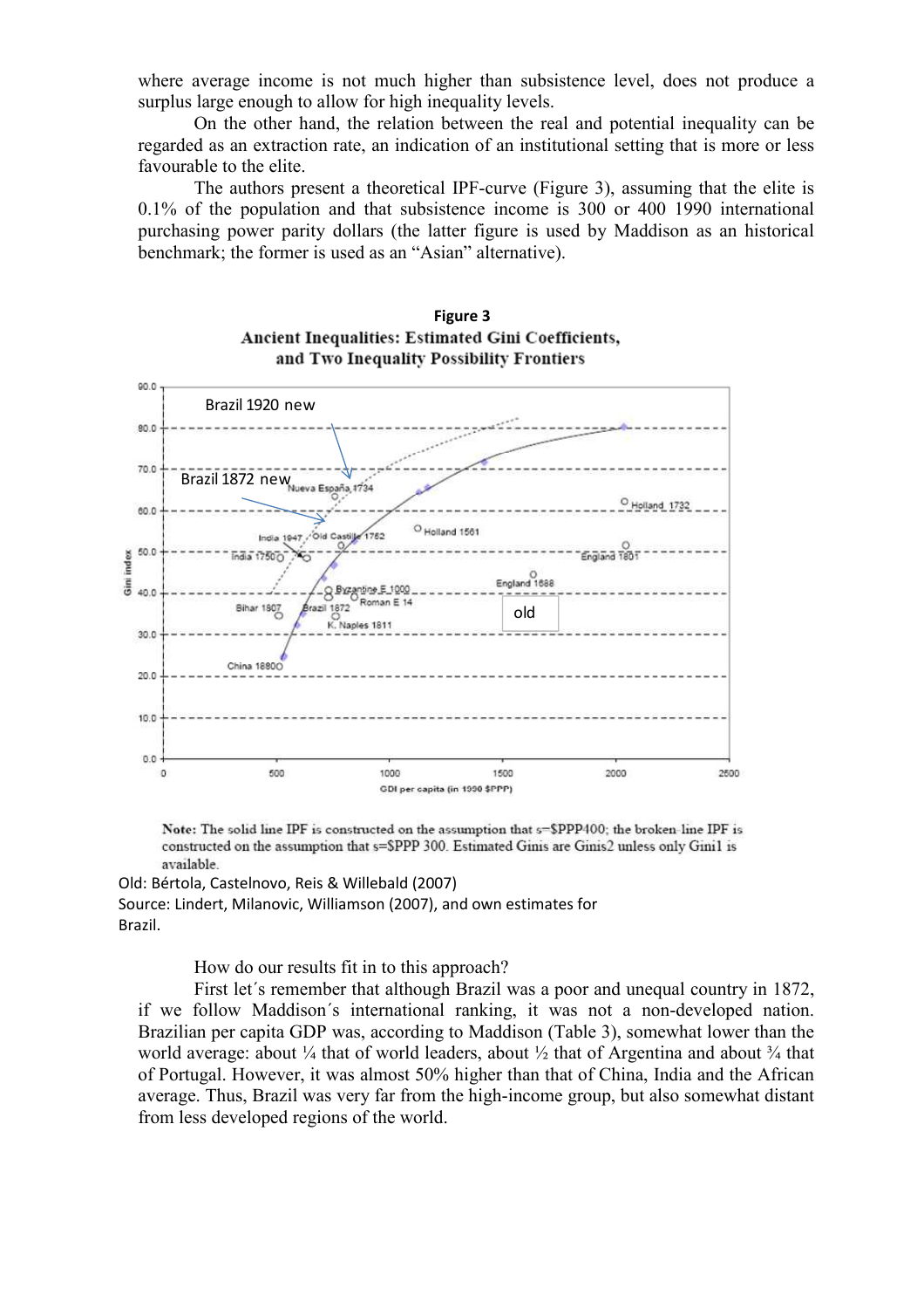where average income is not much higher than subsistence level, does not produce a surplus large enough to allow for high inequality levels.

On the other hand, the relation between the real and potential inequality can be regarded as an extraction rate, an indication of an institutional setting that is more or less favourable to the elite.

The authors present a theoretical IPF-curve (Figure 3), assuming that the elite is 0.1% of the population and that subsistence income is 300 or 400 1990 international purchasing power parity dollars (the latter figure is used by Maddison as an historical benchmark; the former is used as an "Asian" alternative).

**Figure 3**

**Ancient Inequalities: Estimated Gini Coefficients, and Two Inequality Possibility Frontiers**

Note: The solid line IPF is constructed on the assumption that s=$PPP400; the broken-line IPF is constructed on the assumption that s=$PPP 300. Estimated Ginis are Ginis2 unless only Gini1 is available.

Old: Bértola, Castelnovo, Reis & Willebald (2007)

Source: Lindert, Milanovic, Williamson (2007), and own estimates for Brazil.

How do our results fit in to this approach?

First let´s remember that although Brazil was a poor and unequal country in 1872, if we follow Maddison´s international ranking, it was not a non-developed nation. Brazilian per capita GDP was, according to Maddison (Table 3), somewhat lower than the world average: about ¼ that of world leaders, about ½ that of Argentina and about ¾ that of Portugal. However, it was almost 50% higher than that of China, India and the African average. Thus, Brazil was very far from the high-income group, but also somewhat distant from less developed regions of the world.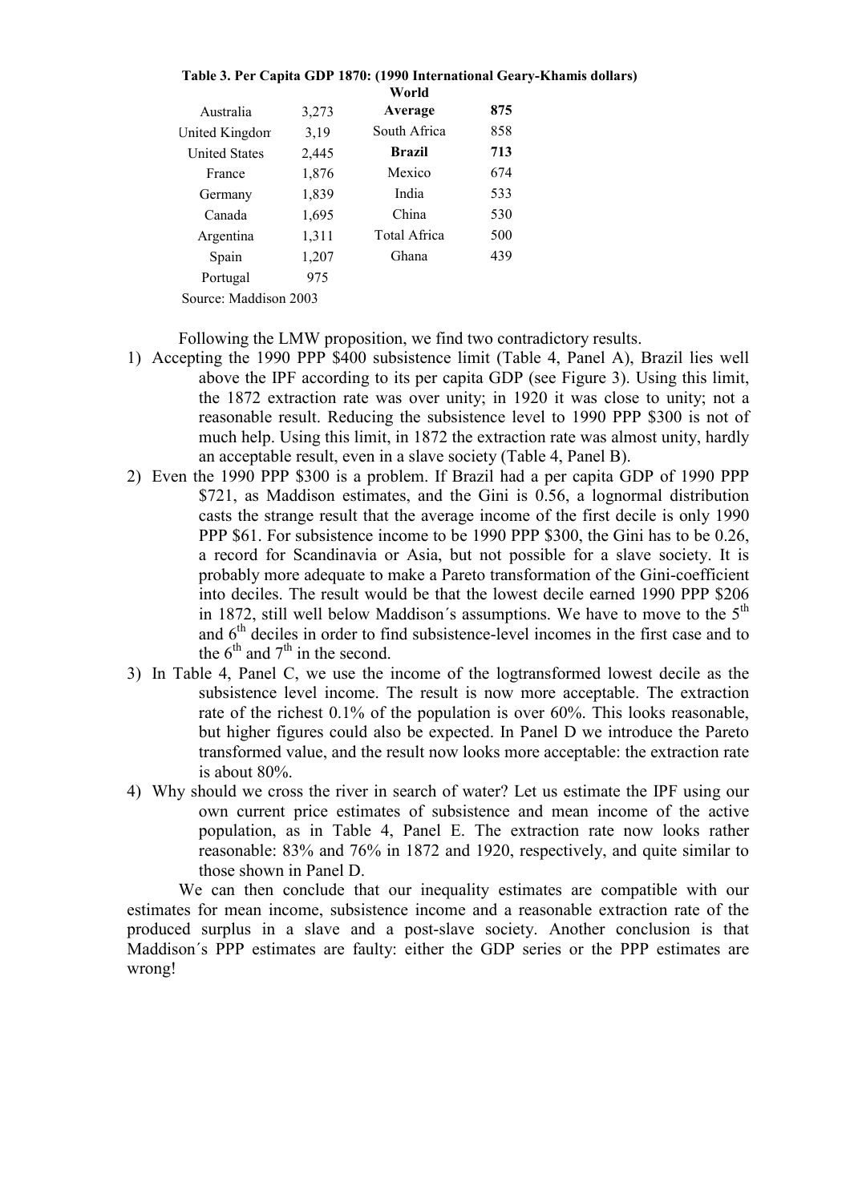**Table 3. Per Capita GDP 1870: (1990 International Geary-Khamis dollars)**

| | | | |
|---|---|---|---|
| Australia | 3,273 | **World Average** | **875** |
| United Kingdom | 3,19 | South Africa | 858 |
| United States | 2,445 | **Brazil** | **713** |
| France | 1,876 | Mexico | 674 |
| Germany | 1,839 | India | 533 |
| Canada | 1,695 | China | 530 |
| Argentina | 1,311 | Total Africa | 500 |
| Spain | 1,207 | Ghana | 439 |
| Portugal | 975 | | |

Source: Maddison 2003

Following the LMW proposition, we find two contradictory results.

1) Accepting the 1990 PPP $400 subsistence limit (Table 4, Panel A), Brazil lies well above the IPF according to its per capita GDP (see Figure 3). Using this limit, the 1872 extraction rate was over unity; in 1920 it was close to unity; not a reasonable result. Reducing the subsistence level to 1990 PPP $300 is not of much help. Using this limit, in 1872 the extraction rate was almost unity, hardly an acceptable result, even in a slave society (Table 4, Panel B).
2) Even the 1990 PPP $300 is a problem. If Brazil had a per capita GDP of 1990 PPP $721, as Maddison estimates, and the Gini is 0.56, a lognormal distribution casts the strange result that the average income of the first decile is only 1990 PPP $61. For subsistence income to be 1990 PPP $300, the Gini has to be 0.26, a record for Scandinavia or Asia, but not possible for a slave society. It is probably more adequate to make a Pareto transformation of the Gini-coefficient into deciles. The result would be that the lowest decile earned 1990 PPP $206 in 1872, still well below Maddison´s assumptions. We have to move to the 5th and 6th deciles in order to find subsistence-level incomes in the first case and to the 6th and 7th in the second.
3) In Table 4, Panel C, we use the income of the logtransformed lowest decile as the subsistence level income. The result is now more acceptable. The extraction rate of the richest 0.1% of the population is over 60%. This looks reasonable, but higher figures could also be expected. In Panel D we introduce the Pareto transformed value, and the result now looks more acceptable: the extraction rate is about 80%.
4) Why should we cross the river in search of water? Let us estimate the IPF using our own current price estimates of subsistence and mean income of the active population, as in Table 4, Panel E. The extraction rate now looks rather reasonable: 83% and 76% in 1872 and 1920, respectively, and quite similar to those shown in Panel D.

We can then conclude that our inequality estimates are compatible with our estimates for mean income, subsistence income and a reasonable extraction rate of the produced surplus in a slave and a post-slave society. Another conclusion is that Maddison´s PPP estimates are faulty: either the GDP series or the PPP estimates are wrong!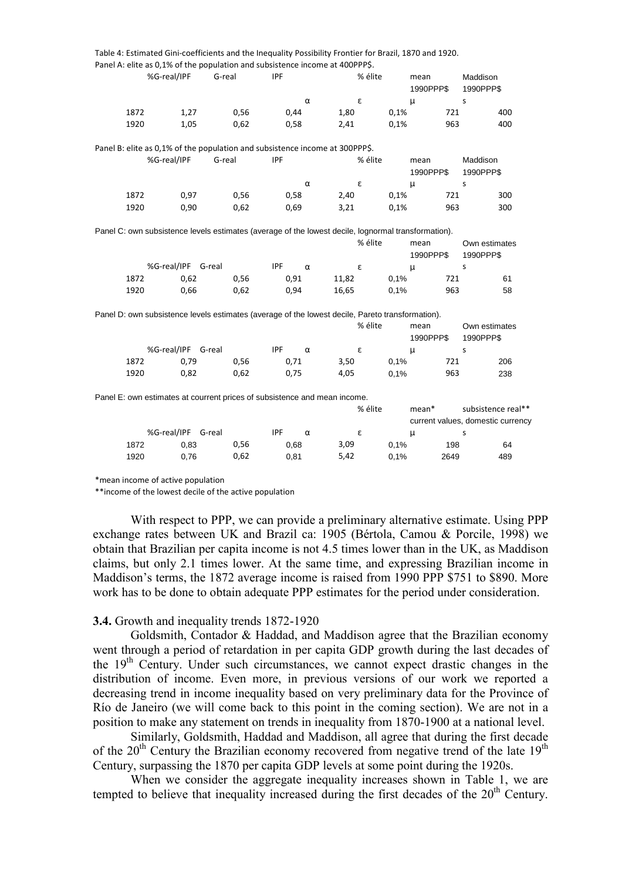Table 4: Estimated Gini-coefficients and the Inequality Possibility Frontier for Brazil, 1870 and 1920.

Panel A: elite as 0,1% of the population and subsistence income at 400PPP$.

| | %G-real/IPF | G-real | IPF | | % élite | mean 1990PPP$ | Maddison 1990PPP$ |
|---|---|---|---|---|---|---|---|
| | | | α | ε | | μ | s |
| 1872 | 1,27 | 0,56 | 0,44 | 1,80 | 0,1% | 721 | 400 |
| 1920 | 1,05 | 0,62 | 0,58 | 2,41 | 0,1% | 963 | 400 |

Panel B: elite as 0,1% of the population and subsistence income at 300PPP$.

| | %G-real/IPF | G-real | IPF | | % élite | mean 1990PPP$ | Maddison 1990PPP$ |
|---|---|---|---|---|---|---|---|
| | | | α | ε | | μ | s |
| 1872 | 0,97 | 0,56 | 0,58 | 2,40 | 0,1% | 721 | 300 |
| 1920 | 0,90 | 0,62 | 0,69 | 3,21 | 0,1% | 963 | 300 |

Panel C: own subsistence levels estimates (average of the lowest decile, lognormal transformation).

| | | | | | % élite | mean 1990PPP$ | Own estimates 1990PPP$ |
|---|---|---|---|---|---|---|---|
| | %G-real/IPF | G-real | IPF α | ε | | μ | s |
| 1872 | 0,62 | 0,56 | 0,91 | 11,82 | 0,1% | 721 | 61 |
| 1920 | 0,66 | 0,62 | 0,94 | 16,65 | 0,1% | 963 | 58 |

Panel D: own subsistence levels estimates (average of the lowest decile, Pareto transformation).

| | | | | | % élite | mean 1990PPP$ | Own estimates 1990PPP$ |
|---|---|---|---|---|---|---|---|
| | %G-real/IPF | G-real | IPF α | ε | | μ | s |
| 1872 | 0,79 | 0,56 | 0,71 | 3,50 | 0,1% | 721 | 206 |
| 1920 | 0,82 | 0,62 | 0,75 | 4,05 | 0,1% | 963 | 238 |

Panel E: own estimates at courrent prices of subsistence and mean income.

| | | | | | % élite | mean* | subsistence real** |
|---|---|---|---|---|---|---|---|
| | | | | | | current values, domestic currency | |
| | %G-real/IPF | G-real | IPF α | ε | | μ | s |
| 1872 | 0,83 | 0,56 | 0,68 | 3,09 | 0,1% | 198 | 64 |
| 1920 | 0,76 | 0,62 | 0,81 | 5,42 | 0,1% | 2649 | 489 |

*mean income of active population

**income of the lowest decile of the active population

With respect to PPP, we can provide a preliminary alternative estimate. Using PPP exchange rates between UK and Brazil ca: 1905 (Bértola, Camou & Porcile, 1998) we obtain that Brazilian per capita income is not 4.5 times lower than in the UK, as Maddison claims, but only 2.1 times lower. At the same time, and expressing Brazilian income in Maddison's terms, the 1872 average income is raised from 1990 PPP $751 to $890. More work has to be done to obtain adequate PPP estimates for the period under consideration.

**3.4.** Growth and inequality trends 1872-1920

Goldsmith, Contador & Haddad, and Maddison agree that the Brazilian economy went through a period of retardation in per capita GDP growth during the last decades of the 19th Century. Under such circumstances, we cannot expect drastic changes in the distribution of income. Even more, in previous versions of our work we reported a decreasing trend in income inequality based on very preliminary data for the Province of Río de Janeiro (we will come back to this point in the coming section). We are not in a position to make any statement on trends in inequality from 1870-1900 at a national level.

Similarly, Goldsmith, Haddad and Maddison, all agree that during the first decade of the 20th Century the Brazilian economy recovered from negative trend of the late 19th Century, surpassing the 1870 per capita GDP levels at some point during the 1920s.

When we consider the aggregate inequality increases shown in Table 1, we are tempted to believe that inequality increased during the first decades of the 20th Century.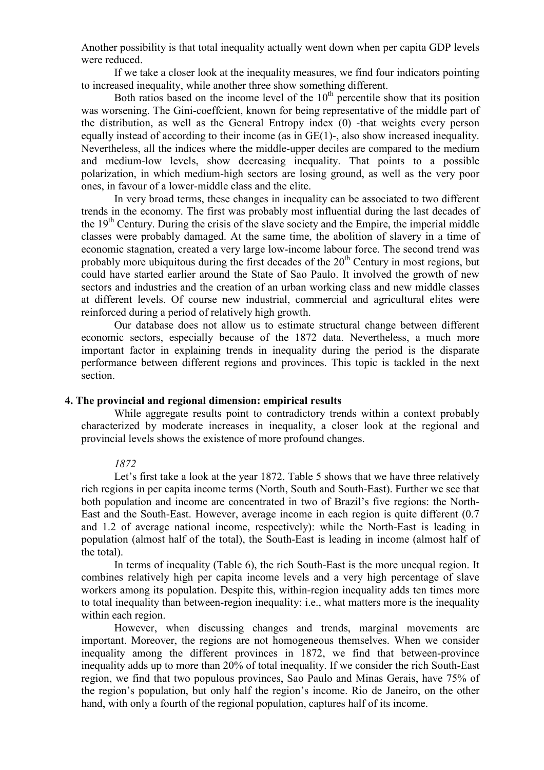Another possibility is that total inequality actually went down when per capita GDP levels were reduced.

If we take a closer look at the inequality measures, we find four indicators pointing to increased inequality, while another three show something different.

Both ratios based on the income level of the 10[th] percentile show that its position was worsening. The Gini-coeffcient, known for being representative of the middle part of the distribution, as well as the General Entropy index (0) -that weights every person equally instead of according to their income (as in GE(1)-, also show increased inequality. Nevertheless, all the indices where the middle-upper deciles are compared to the medium and medium-low levels, show decreasing inequality. That points to a possible polarization, in which medium-high sectors are losing ground, as well as the very poor ones, in favour of a lower-middle class and the elite.

In very broad terms, these changes in inequality can be associated to two different trends in the economy. The first was probably most influential during the last decades of the 19[th] Century. During the crisis of the slave society and the Empire, the imperial middle classes were probably damaged. At the same time, the abolition of slavery in a time of economic stagnation, created a very large low-income labour force. The second trend was probably more ubiquitous during the first decades of the 20[th] Century in most regions, but could have started earlier around the State of Sao Paulo. It involved the growth of new sectors and industries and the creation of an urban working class and new middle classes at different levels. Of course new industrial, commercial and agricultural elites were reinforced during a period of relatively high growth.

Our database does not allow us to estimate structural change between different economic sectors, especially because of the 1872 data. Nevertheless, a much more important factor in explaining trends in inequality during the period is the disparate performance between different regions and provinces. This topic is tackled in the next section.

## 4. The provincial and regional dimension: empirical results

While aggregate results point to contradictory trends within a context probably characterized by moderate increases in inequality, a closer look at the regional and provincial levels shows the existence of more profound changes.

*1872*

Let's first take a look at the year 1872. Table 5 shows that we have three relatively rich regions in per capita income terms (North, South and South-East). Further we see that both population and income are concentrated in two of Brazil's five regions: the North-East and the South-East. However, average income in each region is quite different (0.7 and 1.2 of average national income, respectively): while the North-East is leading in population (almost half of the total), the South-East is leading in income (almost half of the total).

In terms of inequality (Table 6), the rich South-East is the more unequal region. It combines relatively high per capita income levels and a very high percentage of slave workers among its population. Despite this, within-region inequality adds ten times more to total inequality than between-region inequality: i.e., what matters more is the inequality within each region.

However, when discussing changes and trends, marginal movements are important. Moreover, the regions are not homogeneous themselves. When we consider inequality among the different provinces in 1872, we find that between-province inequality adds up to more than 20% of total inequality. If we consider the rich South-East region, we find that two populous provinces, Sao Paulo and Minas Gerais, have 75% of the region's population, but only half the region's income. Rio de Janeiro, on the other hand, with only a fourth of the regional population, captures half of its income.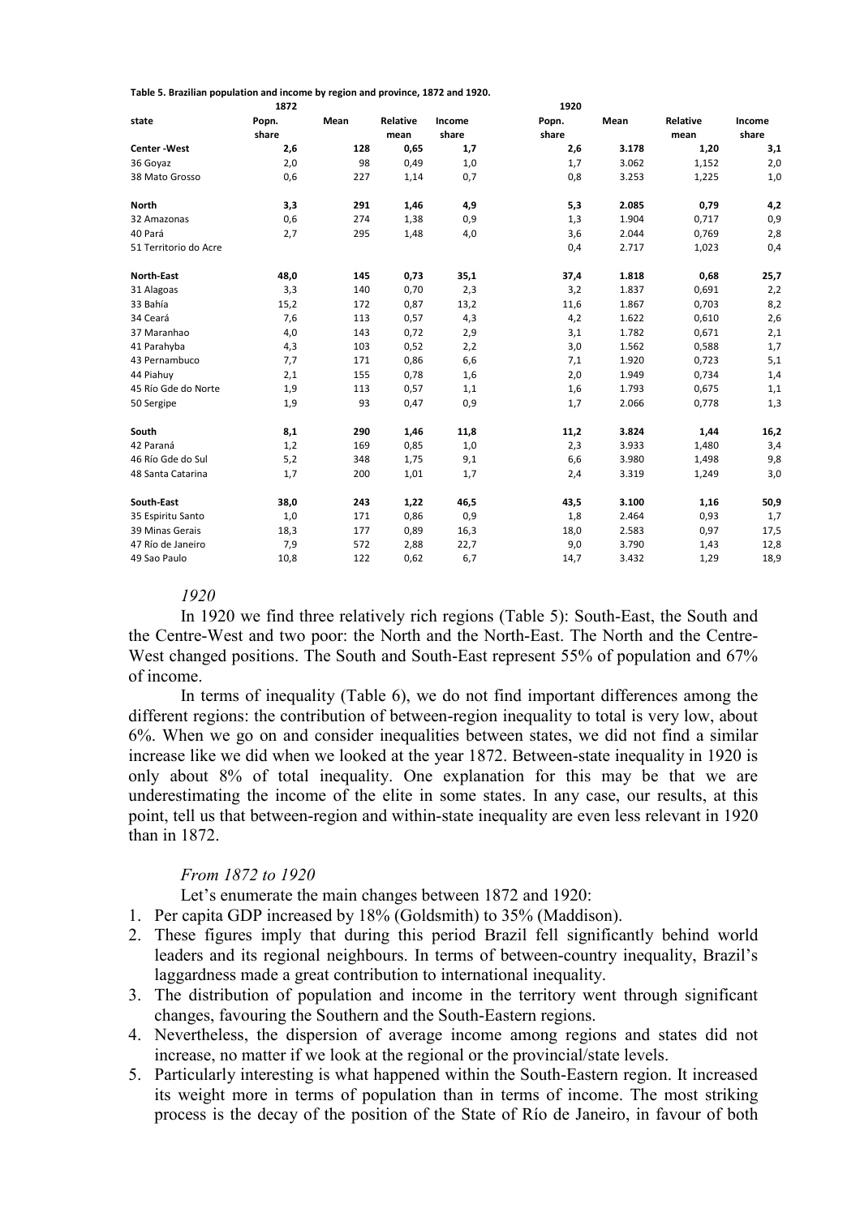**Table 5. Brazilian population and income by region and province, 1872 and 1920.**

| | 1872 | | | | 1920 | | | |
|---|---|---|---|---|---|---|---|---|
| state | Popn. share | Mean | Relative mean | Income share | Popn. share | Mean | Relative mean | Income share |
| **Center -West** | **2,6** | **128** | **0,65** | **1,7** | **2,6** | **3.178** | **1,20** | **3,1** |
| 36 Goyaz | 2,0 | 98 | 0,49 | 1,0 | 1,7 | 3.062 | 1,152 | 2,0 |
| 38 Mato Grosso | 0,6 | 227 | 1,14 | 0,7 | 0,8 | 3.253 | 1,225 | 1,0 |
| **North** | **3,3** | **291** | **1,46** | **4,9** | **5,3** | **2.085** | **0,79** | **4,2** |
| 32 Amazonas | 0,6 | 274 | 1,38 | 0,9 | 1,3 | 1.904 | 0,717 | 0,9 |
| 40 Pará | 2,7 | 295 | 1,48 | 4,0 | 3,6 | 2.044 | 0,769 | 2,8 |
| 51 Territorio do Acre | | | | | 0,4 | 2.717 | 1,023 | 0,4 |
| **North-East** | **48,0** | **145** | **0,73** | **35,1** | **37,4** | **1.818** | **0,68** | **25,7** |
| 31 Alagoas | 3,3 | 140 | 0,70 | 2,3 | 3,2 | 1.837 | 0,691 | 2,2 |
| 33 Bahía | 15,2 | 172 | 0,87 | 13,2 | 11,6 | 1.867 | 0,703 | 8,2 |
| 34 Ceará | 7,6 | 113 | 0,57 | 4,3 | 4,2 | 1.622 | 0,610 | 2,6 |
| 37 Maranhao | 4,0 | 143 | 0,72 | 2,9 | 3,1 | 1.782 | 0,671 | 2,1 |
| 41 Parahyba | 4,3 | 103 | 0,52 | 2,2 | 3,0 | 1.562 | 0,588 | 1,7 |
| 43 Pernambuco | 7,7 | 171 | 0,86 | 6,6 | 7,1 | 1.920 | 0,723 | 5,1 |
| 44 Piahuy | 2,1 | 155 | 0,78 | 1,6 | 2,0 | 1.949 | 0,734 | 1,4 |
| 45 Río Gde do Norte | 1,9 | 113 | 0,57 | 1,1 | 1,6 | 1.793 | 0,675 | 1,1 |
| 50 Sergipe | 1,9 | 93 | 0,47 | 0,9 | 1,7 | 2.066 | 0,778 | 1,3 |
| **South** | **8,1** | **290** | **1,46** | **11,8** | **11,2** | **3.824** | **1,44** | **16,2** |
| 42 Paraná | 1,2 | 169 | 0,85 | 1,0 | 2,3 | 3.933 | 1,480 | 3,4 |
| 46 Río Gde do Sul | 5,2 | 348 | 1,75 | 9,1 | 6,6 | 3.980 | 1,498 | 9,8 |
| 48 Santa Catarina | 1,7 | 200 | 1,01 | 1,7 | 2,4 | 3.319 | 1,249 | 3,0 |
| **South-East** | **38,0** | **243** | **1,22** | **46,5** | **43,5** | **3.100** | **1,16** | **50,9** |
| 35 Espiritu Santo | 1,0 | 171 | 0,86 | 0,9 | 1,8 | 2.464 | 0,93 | 1,7 |
| 39 Minas Gerais | 18,3 | 177 | 0,89 | 16,3 | 18,0 | 2.583 | 0,97 | 17,5 |
| 47 Río de Janeiro | 7,9 | 572 | 2,88 | 22,7 | 9,0 | 3.790 | 1,43 | 12,8 |
| 49 Sao Paulo | 10,8 | 122 | 0,62 | 6,7 | 14,7 | 3.432 | 1,29 | 18,9 |

*1920*

In 1920 we find three relatively rich regions (Table 5): South-East, the South and the Centre-West and two poor: the North and the North-East. The North and the Centre-West changed positions. The South and South-East represent 55% of population and 67% of income.

In terms of inequality (Table 6), we do not find important differences among the different regions: the contribution of between-region inequality to total is very low, about 6%. When we go on and consider inequalities between states, we did not find a similar increase like we did when we looked at the year 1872. Between-state inequality in 1920 is only about 8% of total inequality. One explanation for this may be that we are underestimating the income of the elite in some states. In any case, our results, at this point, tell us that between-region and within-state inequality are even less relevant in 1920 than in 1872.

*From 1872 to 1920*

Let's enumerate the main changes between 1872 and 1920:

1. Per capita GDP increased by 18% (Goldsmith) to 35% (Maddison).
2. These figures imply that during this period Brazil fell significantly behind world leaders and its regional neighbours. In terms of between-country inequality, Brazil's laggardness made a great contribution to international inequality.
3. The distribution of population and income in the territory went through significant changes, favouring the Southern and the South-Eastern regions.
4. Nevertheless, the dispersion of average income among regions and states did not increase, no matter if we look at the regional or the provincial/state levels.
5. Particularly interesting is what happened within the South-Eastern region. It increased its weight more in terms of population than in terms of income. The most striking process is the decay of the position of the State of Río de Janeiro, in favour of both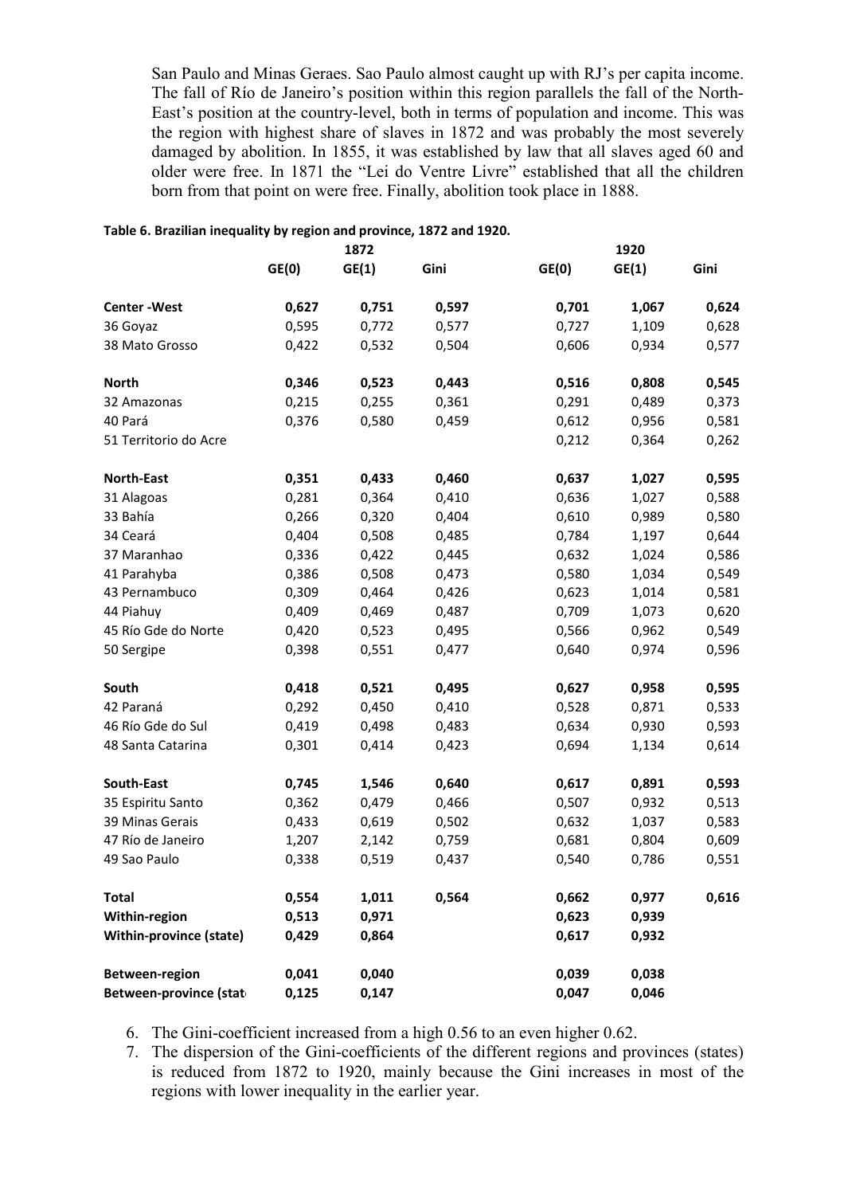San Paulo and Minas Geraes. Sao Paulo almost caught up with RJ's per capita income. The fall of Río de Janeiro's position within this region parallels the fall of the North-East's position at the country-level, both in terms of population and income. This was the region with highest share of slaves in 1872 and was probably the most severely damaged by abolition. In 1855, it was established by law that all slaves aged 60 and older were free. In 1871 the "Lei do Ventre Livre" established that all the children born from that point on were free. Finally, abolition took place in 1888.

**Table 6. Brazilian inequality by region and province, 1872 and 1920.**

| | 1872 | | | 1920 | | |
|---|---|---|---|---|---|---|
| | **GE(0)** | **GE(1)** | **Gini** | **GE(0)** | **GE(1)** | **Gini** |
| **Center -West** | **0,627** | **0,751** | **0,597** | **0,701** | **1,067** | **0,624** |
| 36 Goyaz | 0,595 | 0,772 | 0,577 | 0,727 | 1,109 | 0,628 |
| 38 Mato Grosso | 0,422 | 0,532 | 0,504 | 0,606 | 0,934 | 0,577 |
| **North** | **0,346** | **0,523** | **0,443** | **0,516** | **0,808** | **0,545** |
| 32 Amazonas | 0,215 | 0,255 | 0,361 | 0,291 | 0,489 | 0,373 |
| 40 Pará | 0,376 | 0,580 | 0,459 | 0,612 | 0,956 | 0,581 |
| 51 Territorio do Acre | | | | 0,212 | 0,364 | 0,262 |
| **North-East** | **0,351** | **0,433** | **0,460** | **0,637** | **1,027** | **0,595** |
| 31 Alagoas | 0,281 | 0,364 | 0,410 | 0,636 | 1,027 | 0,588 |
| 33 Bahía | 0,266 | 0,320 | 0,404 | 0,610 | 0,989 | 0,580 |
| 34 Ceará | 0,404 | 0,508 | 0,485 | 0,784 | 1,197 | 0,644 |
| 37 Maranhao | 0,336 | 0,422 | 0,445 | 0,632 | 1,024 | 0,586 |
| 41 Parahyba | 0,386 | 0,508 | 0,473 | 0,580 | 1,034 | 0,549 |
| 43 Pernambuco | 0,309 | 0,464 | 0,426 | 0,623 | 1,014 | 0,581 |
| 44 Piahuy | 0,409 | 0,469 | 0,487 | 0,709 | 1,073 | 0,620 |
| 45 Río Gde do Norte | 0,420 | 0,523 | 0,495 | 0,566 | 0,962 | 0,549 |
| 50 Sergipe | 0,398 | 0,551 | 0,477 | 0,640 | 0,974 | 0,596 |
| **South** | **0,418** | **0,521** | **0,495** | **0,627** | **0,958** | **0,595** |
| 42 Paraná | 0,292 | 0,450 | 0,410 | 0,528 | 0,871 | 0,533 |
| 46 Río Gde do Sul | 0,419 | 0,498 | 0,483 | 0,634 | 0,930 | 0,593 |
| 48 Santa Catarina | 0,301 | 0,414 | 0,423 | 0,694 | 1,134 | 0,614 |
| **South-East** | **0,745** | **1,546** | **0,640** | **0,617** | **0,891** | **0,593** |
| 35 Espiritu Santo | 0,362 | 0,479 | 0,466 | 0,507 | 0,932 | 0,513 |
| 39 Minas Gerais | 0,433 | 0,619 | 0,502 | 0,632 | 1,037 | 0,583 |
| 47 Río de Janeiro | 1,207 | 2,142 | 0,759 | 0,681 | 0,804 | 0,609 |
| 49 Sao Paulo | 0,338 | 0,519 | 0,437 | 0,540 | 0,786 | 0,551 |
| **Total** | **0,554** | **1,011** | **0,564** | **0,662** | **0,977** | **0,616** |
| **Within-region** | **0,513** | **0,971** | | **0,623** | **0,939** | |
| **Within-province (state)** | **0,429** | **0,864** | | **0,617** | **0,932** | |
| **Between-region** | **0,041** | **0,040** | | **0,039** | **0,038** | |
| **Between-province (state)** | **0,125** | **0,147** | | **0,047** | **0,046** | |

6. The Gini-coefficient increased from a high 0.56 to an even higher 0.62.
7. The dispersion of the Gini-coefficients of the different regions and provinces (states) is reduced from 1872 to 1920, mainly because the Gini increases in most of the regions with lower inequality in the earlier year.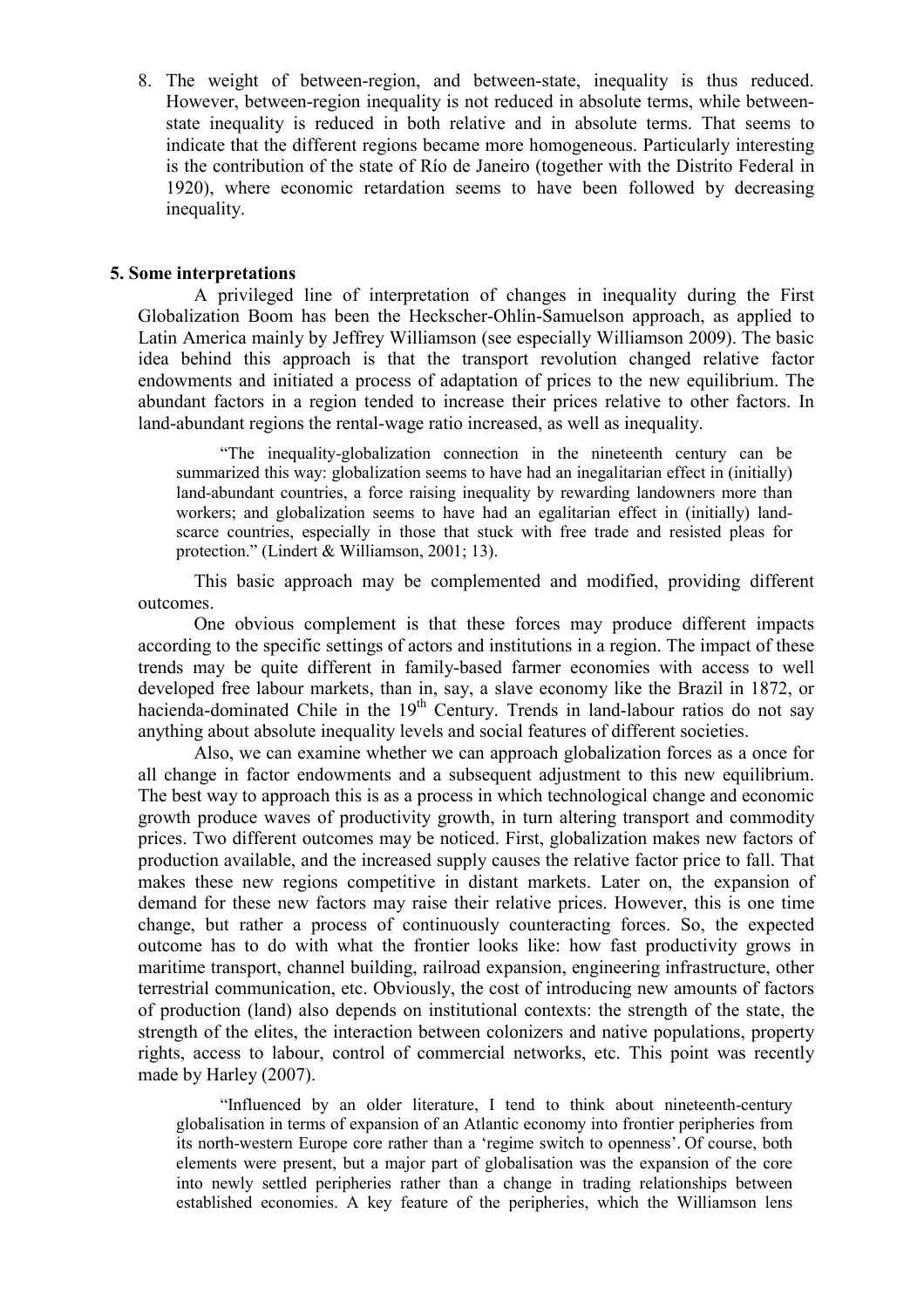8. The weight of between-region, and between-state, inequality is thus reduced. However, between-region inequality is not reduced in absolute terms, while between-state inequality is reduced in both relative and in absolute terms. That seems to indicate that the different regions became more homogeneous. Particularly interesting is the contribution of the state of Río de Janeiro (together with the Distrito Federal in 1920), where economic retardation seems to have been followed by decreasing inequality.

## 5. Some interpretations

A privileged line of interpretation of changes in inequality during the First Globalization Boom has been the Heckscher-Ohlin-Samuelson approach, as applied to Latin America mainly by Jeffrey Williamson (see especially Williamson 2009). The basic idea behind this approach is that the transport revolution changed relative factor endowments and initiated a process of adaptation of prices to the new equilibrium. The abundant factors in a region tended to increase their prices relative to other factors. In land-abundant regions the rental-wage ratio increased, as well as inequality.

> "The inequality-globalization connection in the nineteenth century can be summarized this way: globalization seems to have had an inegalitarian effect in (initially) land-abundant countries, a force raising inequality by rewarding landowners more than workers; and globalization seems to have had an egalitarian effect in (initially) land-scarce countries, especially in those that stuck with free trade and resisted pleas for protection." (Lindert & Williamson, 2001; 13).

This basic approach may be complemented and modified, providing different outcomes.

One obvious complement is that these forces may produce different impacts according to the specific settings of actors and institutions in a region. The impact of these trends may be quite different in family-based farmer economies with access to well developed free labour markets, than in, say, a slave economy like the Brazil in 1872, or hacienda-dominated Chile in the 19th Century. Trends in land-labour ratios do not say anything about absolute inequality levels and social features of different societies.

Also, we can examine whether we can approach globalization forces as a once for all change in factor endowments and a subsequent adjustment to this new equilibrium. The best way to approach this is as a process in which technological change and economic growth produce waves of productivity growth, in turn altering transport and commodity prices. Two different outcomes may be noticed. First, globalization makes new factors of production available, and the increased supply causes the relative factor price to fall. That makes these new regions competitive in distant markets. Later on, the expansion of demand for these new factors may raise their relative prices. However, this is one time change, but rather a process of continuously counteracting forces. So, the expected outcome has to do with what the frontier looks like: how fast productivity grows in maritime transport, channel building, railroad expansion, engineering infrastructure, other terrestrial communication, etc. Obviously, the cost of introducing new amounts of factors of production (land) also depends on institutional contexts: the strength of the state, the strength of the elites, the interaction between colonizers and native populations, property rights, access to labour, control of commercial networks, etc. This point was recently made by Harley (2007).

> "Influenced by an older literature, I tend to think about nineteenth-century globalisation in terms of expansion of an Atlantic economy into frontier peripheries from its north-western Europe core rather than a 'regime switch to openness'. Of course, both elements were present, but a major part of globalisation was the expansion of the core into newly settled peripheries rather than a change in trading relationships between established economies. A key feature of the peripheries, which the Williamson lens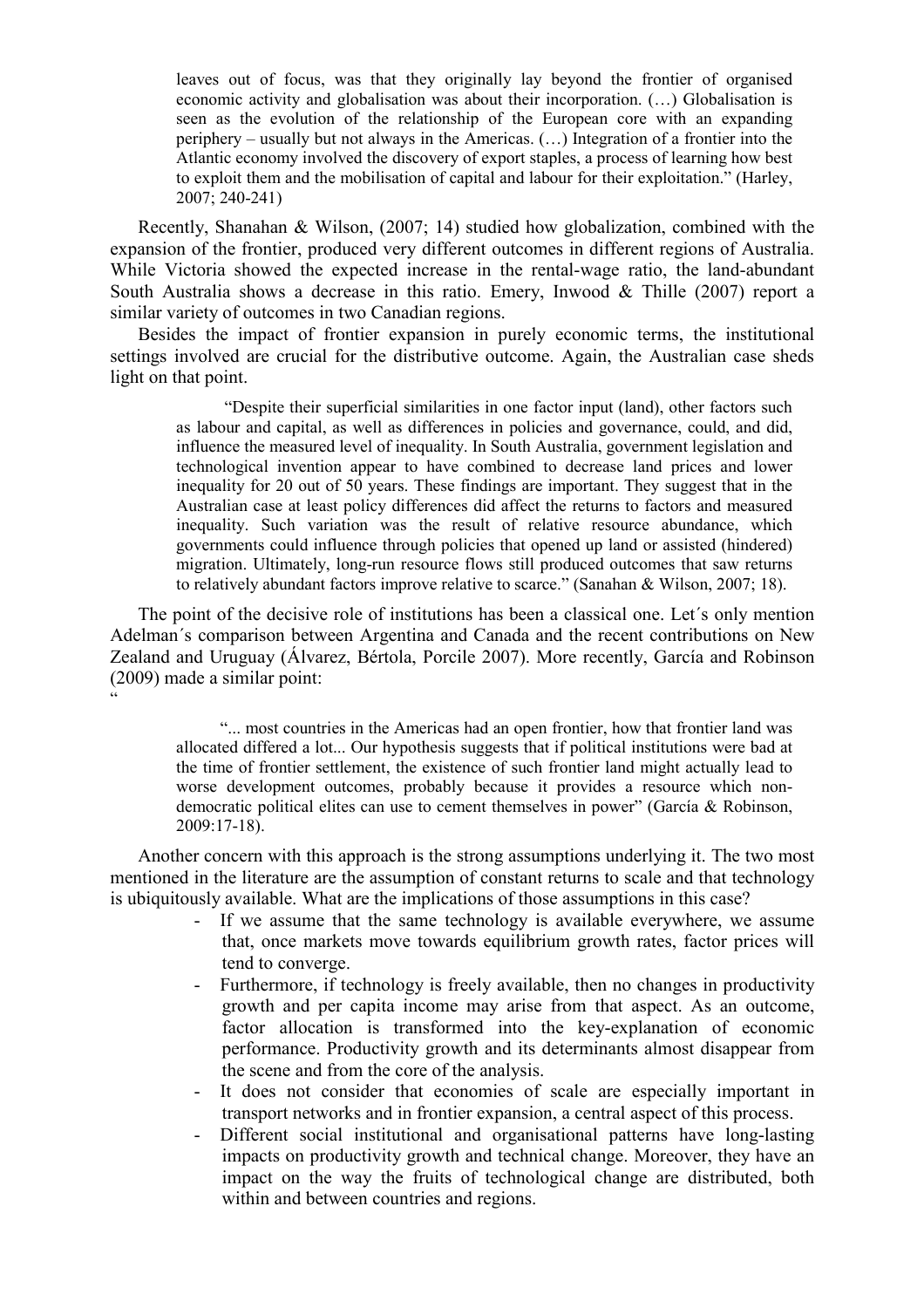> leaves out of focus, was that they originally lay beyond the frontier of organised economic activity and globalisation was about their incorporation. (…) Globalisation is seen as the evolution of the relationship of the European core with an expanding periphery – usually but not always in the Americas. (…) Integration of a frontier into the Atlantic economy involved the discovery of export staples, a process of learning how best to exploit them and the mobilisation of capital and labour for their exploitation." (Harley, 2007; 240-241)

Recently, Shanahan & Wilson, (2007; 14) studied how globalization, combined with the expansion of the frontier, produced very different outcomes in different regions of Australia. While Victoria showed the expected increase in the rental-wage ratio, the land-abundant South Australia shows a decrease in this ratio. Emery, Inwood & Thille (2007) report a similar variety of outcomes in two Canadian regions.

Besides the impact of frontier expansion in purely economic terms, the institutional settings involved are crucial for the distributive outcome. Again, the Australian case sheds light on that point.

> "Despite their superficial similarities in one factor input (land), other factors such as labour and capital, as well as differences in policies and governance, could, and did, influence the measured level of inequality. In South Australia, government legislation and technological invention appear to have combined to decrease land prices and lower inequality for 20 out of 50 years. These findings are important. They suggest that in the Australian case at least policy differences did affect the returns to factors and measured inequality. Such variation was the result of relative resource abundance, which governments could influence through policies that opened up land or assisted (hindered) migration. Ultimately, long-run resource flows still produced outcomes that saw returns to relatively abundant factors improve relative to scarce." (Sanahan & Wilson, 2007; 18).

The point of the decisive role of institutions has been a classical one. Let´s only mention Adelman´s comparison between Argentina and Canada and the recent contributions on New Zealand and Uruguay (Álvarez, Bértola, Porcile 2007). More recently, García and Robinson (2009) made a similar point:
"

> "... most countries in the Americas had an open frontier, how that frontier land was allocated differed a lot... Our hypothesis suggests that if political institutions were bad at the time of frontier settlement, the existence of such frontier land might actually lead to worse development outcomes, probably because it provides a resource which non-democratic political elites can use to cement themselves in power" (García & Robinson, 2009:17-18).

Another concern with this approach is the strong assumptions underlying it. The two most mentioned in the literature are the assumption of constant returns to scale and that technology is ubiquitously available. What are the implications of those assumptions in this case?

- If we assume that the same technology is available everywhere, we assume that, once markets move towards equilibrium growth rates, factor prices will tend to converge.
- Furthermore, if technology is freely available, then no changes in productivity growth and per capita income may arise from that aspect. As an outcome, factor allocation is transformed into the key-explanation of economic performance. Productivity growth and its determinants almost disappear from the scene and from the core of the analysis.
- It does not consider that economies of scale are especially important in transport networks and in frontier expansion, a central aspect of this process.
- Different social institutional and organisational patterns have long-lasting impacts on productivity growth and technical change. Moreover, they have an impact on the way the fruits of technological change are distributed, both within and between countries and regions.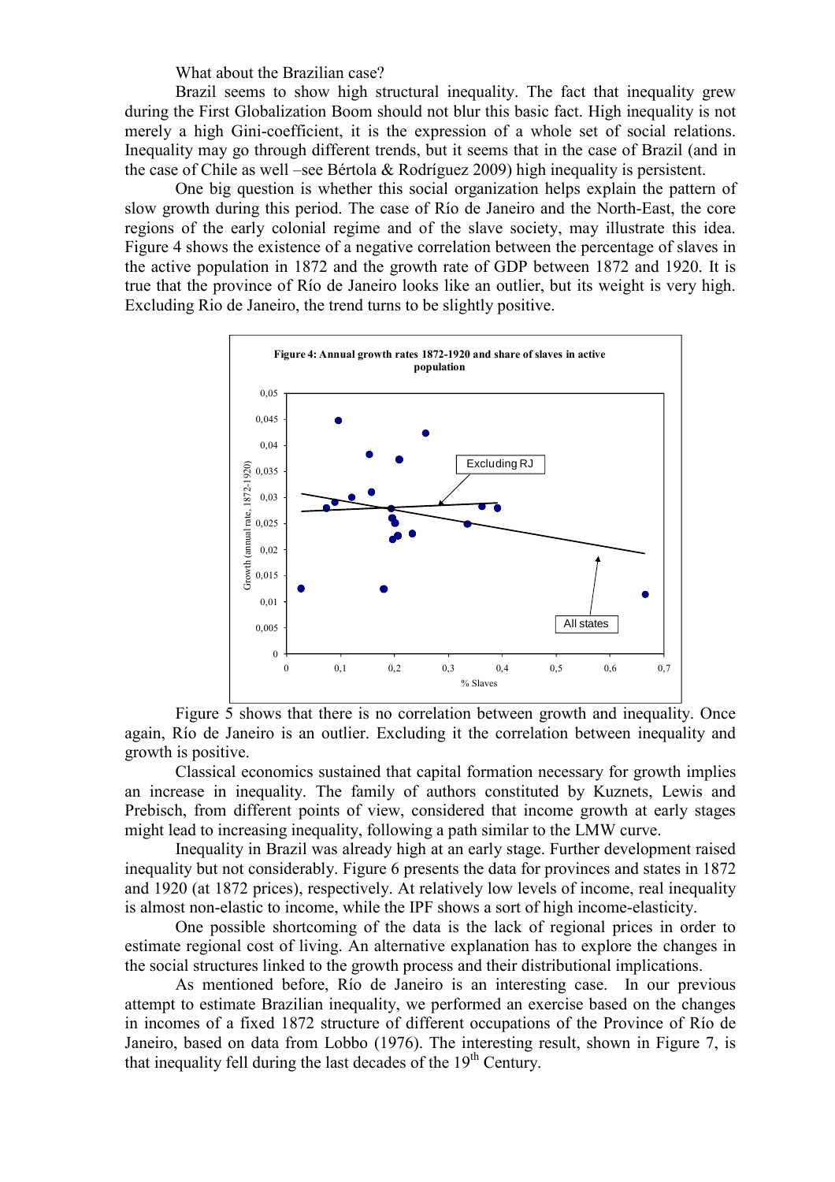What about the Brazilian case?

Brazil seems to show high structural inequality. The fact that inequality grew during the First Globalization Boom should not blur this basic fact. High inequality is not merely a high Gini-coefficient, it is the expression of a whole set of social relations. Inequality may go through different trends, but it seems that in the case of Brazil (and in the case of Chile as well –see Bértola & Rodríguez 2009) high inequality is persistent.

One big question is whether this social organization helps explain the pattern of slow growth during this period. The case of Río de Janeiro and the North-East, the core regions of the early colonial regime and of the slave society, may illustrate this idea. Figure 4 shows the existence of a negative correlation between the percentage of slaves in the active population in 1872 and the growth rate of GDP between 1872 and 1920. It is true that the province of Río de Janeiro looks like an outlier, but its weight is very high. Excluding Rio de Janeiro, the trend turns to be slightly positive.

**Figure 4: Annual growth rates 1872-1920 and share of slaves in active population**

Figure 5 shows that there is no correlation between growth and inequality. Once again, Río de Janeiro is an outlier. Excluding it the correlation between inequality and growth is positive.

Classical economics sustained that capital formation necessary for growth implies an increase in inequality. The family of authors constituted by Kuznets, Lewis and Prebisch, from different points of view, considered that income growth at early stages might lead to increasing inequality, following a path similar to the LMW curve.

Inequality in Brazil was already high at an early stage. Further development raised inequality but not considerably. Figure 6 presents the data for provinces and states in 1872 and 1920 (at 1872 prices), respectively. At relatively low levels of income, real inequality is almost non-elastic to income, while the IPF shows a sort of high income-elasticity.

One possible shortcoming of the data is the lack of regional prices in order to estimate regional cost of living. An alternative explanation has to explore the changes in the social structures linked to the growth process and their distributional implications.

As mentioned before, Río de Janeiro is an interesting case. In our previous attempt to estimate Brazilian inequality, we performed an exercise based on the changes in incomes of a fixed 1872 structure of different occupations of the Province of Río de Janeiro, based on data from Lobbo (1976). The interesting result, shown in Figure 7, is that inequality fell during the last decades of the 19th Century.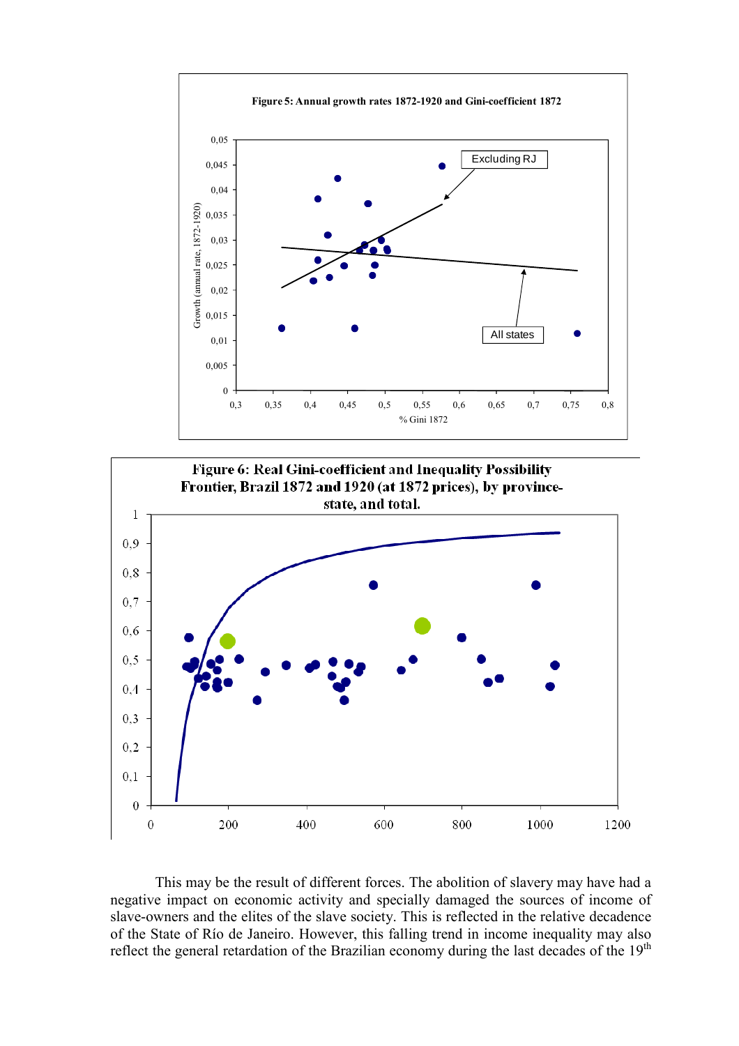**Figure 5: Annual growth rates 1872-1920 and Gini-coefficient 1872**

**Figure 6: Real Gini-coefficient and Inequality Possibility Frontier, Brazil 1872 and 1920 (at 1872 prices), by province-state, and total.**

This may be the result of different forces. The abolition of slavery may have had a negative impact on economic activity and specially damaged the sources of income of slave-owners and the elites of the slave society. This is reflected in the relative decadence of the State of Río de Janeiro. However, this falling trend in income inequality may also reflect the general retardation of the Brazilian economy during the last decades of the 19th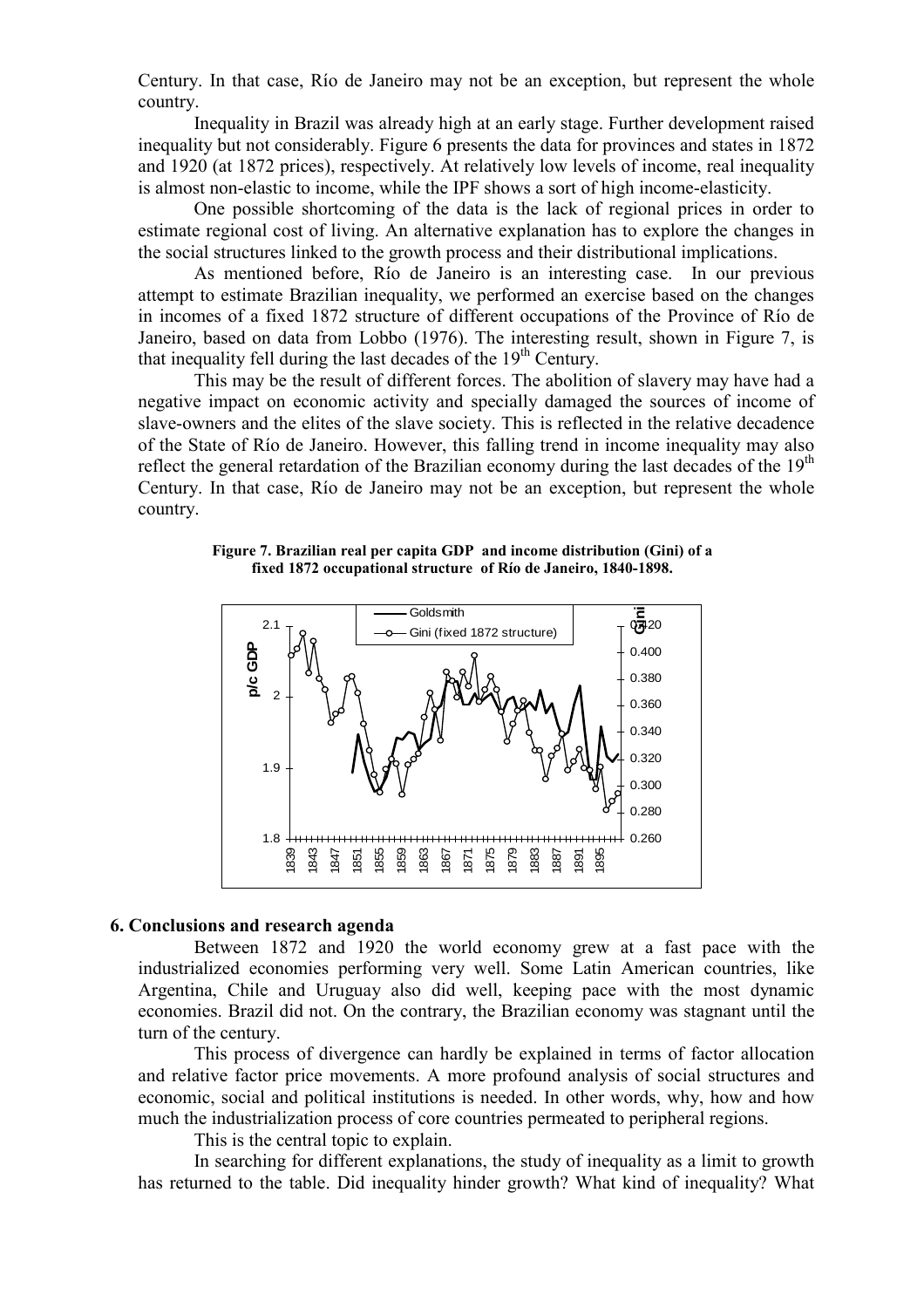Century. In that case, Río de Janeiro may not be an exception, but represent the whole country.

Inequality in Brazil was already high at an early stage. Further development raised inequality but not considerably. Figure 6 presents the data for provinces and states in 1872 and 1920 (at 1872 prices), respectively. At relatively low levels of income, real inequality is almost non-elastic to income, while the IPF shows a sort of high income-elasticity.

One possible shortcoming of the data is the lack of regional prices in order to estimate regional cost of living. An alternative explanation has to explore the changes in the social structures linked to the growth process and their distributional implications.

As mentioned before, Río de Janeiro is an interesting case. In our previous attempt to estimate Brazilian inequality, we performed an exercise based on the changes in incomes of a fixed 1872 structure of different occupations of the Province of Río de Janeiro, based on data from Lobbo (1976). The interesting result, shown in Figure 7, is that inequality fell during the last decades of the 19th Century.

This may be the result of different forces. The abolition of slavery may have had a negative impact on economic activity and specially damaged the sources of income of slave-owners and the elites of the slave society. This is reflected in the relative decadence of the State of Río de Janeiro. However, this falling trend in income inequality may also reflect the general retardation of the Brazilian economy during the last decades of the 19th Century. In that case, Río de Janeiro may not be an exception, but represent the whole country.

**Figure 7. Brazilian real per capita GDP and income distribution (Gini) of a fixed 1872 occupational structure of Río de Janeiro, 1840-1898.**

## 6. Conclusions and research agenda

Between 1872 and 1920 the world economy grew at a fast pace with the industrialized economies performing very well. Some Latin American countries, like Argentina, Chile and Uruguay also did well, keeping pace with the most dynamic economies. Brazil did not. On the contrary, the Brazilian economy was stagnant until the turn of the century.

This process of divergence can hardly be explained in terms of factor allocation and relative factor price movements. A more profound analysis of social structures and economic, social and political institutions is needed. In other words, why, how and how much the industrialization process of core countries permeated to peripheral regions.

This is the central topic to explain.

In searching for different explanations, the study of inequality as a limit to growth has returned to the table. Did inequality hinder growth? What kind of inequality? What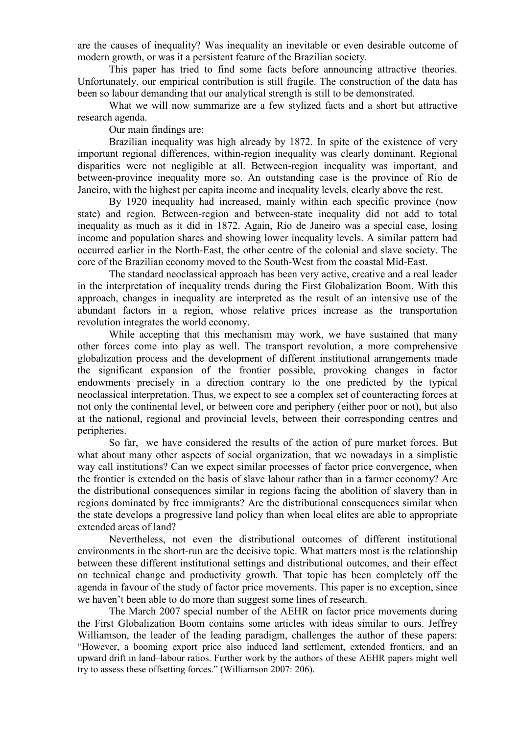are the causes of inequality? Was inequality an inevitable or even desirable outcome of modern growth, or was it a persistent feature of the Brazilian society.

This paper has tried to find some facts before announcing attractive theories. Unfortunately, our empirical contribution is still fragile. The construction of the data has been so labour demanding that our analytical strength is still to be demonstrated.

What we will now summarize are a few stylized facts and a short but attractive research agenda.

Our main findings are:

Brazilian inequality was high already by 1872. In spite of the existence of very important regional differences, within-region inequality was clearly dominant. Regional disparities were not negligible at all. Between-region inequality was important, and between-province inequality more so. An outstanding case is the province of Río de Janeiro, with the highest per capita income and inequality levels, clearly above the rest.

By 1920 inequality had increased, mainly within each specific province (now state) and region. Between-region and between-state inequality did not add to total inequality as much as it did in 1872. Again, Rio de Janeiro was a special case, losing income and population shares and showing lower inequality levels. A similar pattern had occurred earlier in the North-East, the other centre of the colonial and slave society. The core of the Brazilian economy moved to the South-West from the coastal Mid-East.

The standard neoclassical approach has been very active, creative and a real leader in the interpretation of inequality trends during the First Globalization Boom. With this approach, changes in inequality are interpreted as the result of an intensive use of the abundant factors in a region, whose relative prices increase as the transportation revolution integrates the world economy.

While accepting that this mechanism may work, we have sustained that many other forces come into play as well. The transport revolution, a more comprehensive globalization process and the development of different institutional arrangements made the significant expansion of the frontier possible, provoking changes in factor endowments precisely in a direction contrary to the one predicted by the typical neoclassical interpretation. Thus, we expect to see a complex set of counteracting forces at not only the continental level, or between core and periphery (either poor or not), but also at the national, regional and provincial levels, between their corresponding centres and peripheries.

So far, we have considered the results of the action of pure market forces. But what about many other aspects of social organization, that we nowadays in a simplistic way call institutions? Can we expect similar processes of factor price convergence, when the frontier is extended on the basis of slave labour rather than in a farmer economy? Are the distributional consequences similar in regions facing the abolition of slavery than in regions dominated by free immigrants? Are the distributional consequences similar when the state develops a progressive land policy than when local elites are able to appropriate extended areas of land?

Nevertheless, not even the distributional outcomes of different institutional environments in the short-run are the decisive topic. What matters most is the relationship between these different institutional settings and distributional outcomes, and their effect on technical change and productivity growth. That topic has been completely off the agenda in favour of the study of factor price movements. This paper is no exception, since we haven't been able to do more than suggest some lines of research.

The March 2007 special number of the AEHR on factor price movements during the First Globalization Boom contains some articles with ideas similar to ours. Jeffrey Williamson, the leader of the leading paradigm, challenges the author of these papers: "However, a booming export price also induced land settlement, extended frontiers, and an upward drift in land–labour ratios. Further work by the authors of these AEHR papers might well try to assess these offsetting forces." (Williamson 2007: 206).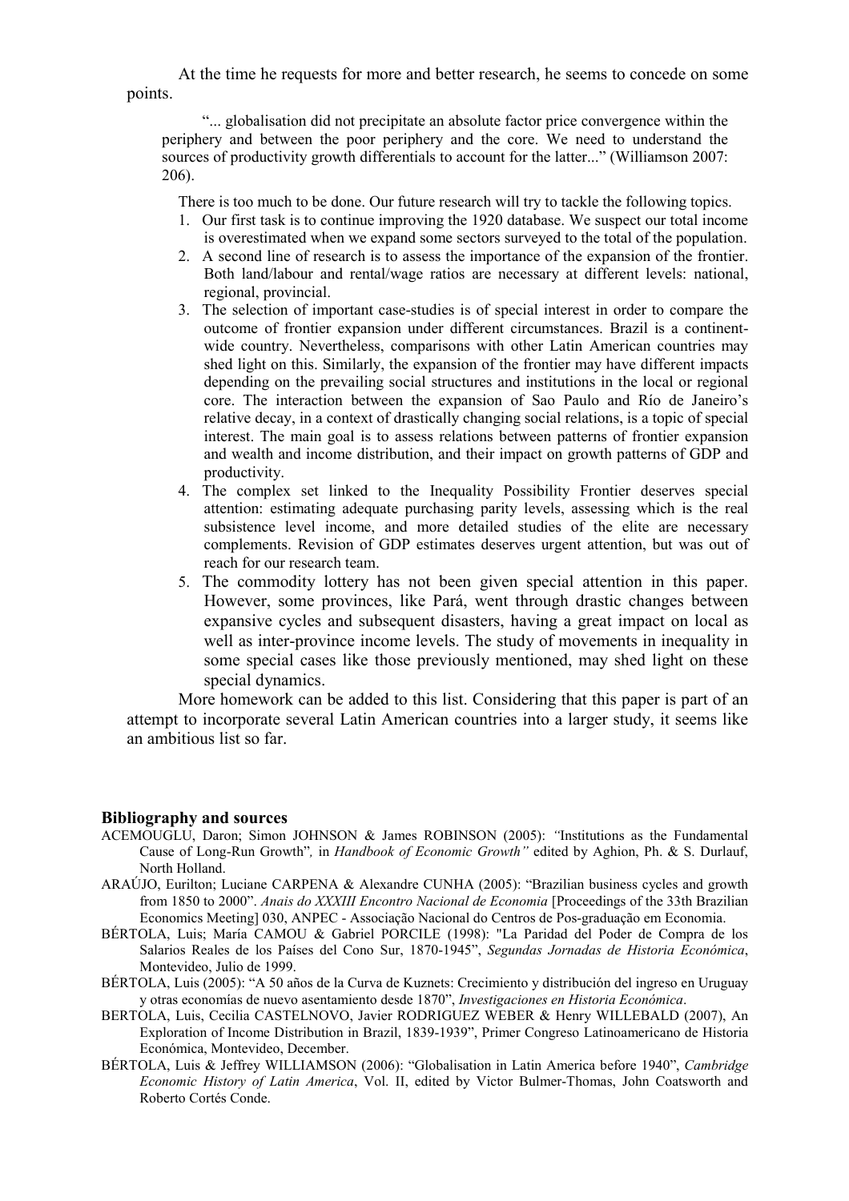At the time he requests for more and better research, he seems to concede on some points.

> "... globalisation did not precipitate an absolute factor price convergence within the periphery and between the poor periphery and the core. We need to understand the sources of productivity growth differentials to account for the latter..." (Williamson 2007: 206).

There is too much to be done. Our future research will try to tackle the following topics.

1. Our first task is to continue improving the 1920 database. We suspect our total income is overestimated when we expand some sectors surveyed to the total of the population.
2. A second line of research is to assess the importance of the expansion of the frontier. Both land/labour and rental/wage ratios are necessary at different levels: national, regional, provincial.
3. The selection of important case-studies is of special interest in order to compare the outcome of frontier expansion under different circumstances. Brazil is a continent-wide country. Nevertheless, comparisons with other Latin American countries may shed light on this. Similarly, the expansion of the frontier may have different impacts depending on the prevailing social structures and institutions in the local or regional core. The interaction between the expansion of Sao Paulo and Río de Janeiro's relative decay, in a context of drastically changing social relations, is a topic of special interest. The main goal is to assess relations between patterns of frontier expansion and wealth and income distribution, and their impact on growth patterns of GDP and productivity.
4. The complex set linked to the Inequality Possibility Frontier deserves special attention: estimating adequate purchasing parity levels, assessing which is the real subsistence level income, and more detailed studies of the elite are necessary complements. Revision of GDP estimates deserves urgent attention, but was out of reach for our research team.
5. The commodity lottery has not been given special attention in this paper. However, some provinces, like Pará, went through drastic changes between expansive cycles and subsequent disasters, having a great impact on local as well as inter-province income levels. The study of movements in inequality in some special cases like those previously mentioned, may shed light on these special dynamics.

More homework can be added to this list. Considering that this paper is part of an attempt to incorporate several Latin American countries into a larger study, it seems like an ambitious list so far.

## Bibliography and sources

ACEMOUGLU, Daron; Simon JOHNSON & James ROBINSON (2005): *"*Institutions as the Fundamental Cause of Long-Run Growth"*,* in *Handbook of Economic Growth"* edited by Aghion, Ph. & S. Durlauf, North Holland.

ARAÚJO, Eurilton; Luciane CARPENA & Alexandre CUNHA (2005): "Brazilian business cycles and growth from 1850 to 2000". *Anais do XXXIII Encontro Nacional de Economia* [Proceedings of the 33th Brazilian Economics Meeting] 030, ANPEC - Associação Nacional do Centros de Pos-graduação em Economia.

BÉRTOLA, Luis; María CAMOU & Gabriel PORCILE (1998): "La Paridad del Poder de Compra de los Salarios Reales de los Países del Cono Sur, 1870-1945", *Segundas Jornadas de Historia Económica*, Montevideo, Julio de 1999.

BÉRTOLA, Luis (2005): "A 50 años de la Curva de Kuznets: Crecimiento y distribución del ingreso en Uruguay y otras economías de nuevo asentamiento desde 1870", *Investigaciones en Historia Económica*.

BERTOLA, Luis, Cecilia CASTELNOVO, Javier RODRIGUEZ WEBER & Henry WILLEBALD (2007), An Exploration of Income Distribution in Brazil, 1839-1939", Primer Congreso Latinoamericano de Historia Económica, Montevideo, December.

BÉRTOLA, Luis & Jeffrey WILLIAMSON (2006): "Globalisation in Latin America before 1940", *Cambridge Economic History of Latin America*, Vol. II, edited by Victor Bulmer-Thomas, John Coatsworth and Roberto Cortés Conde.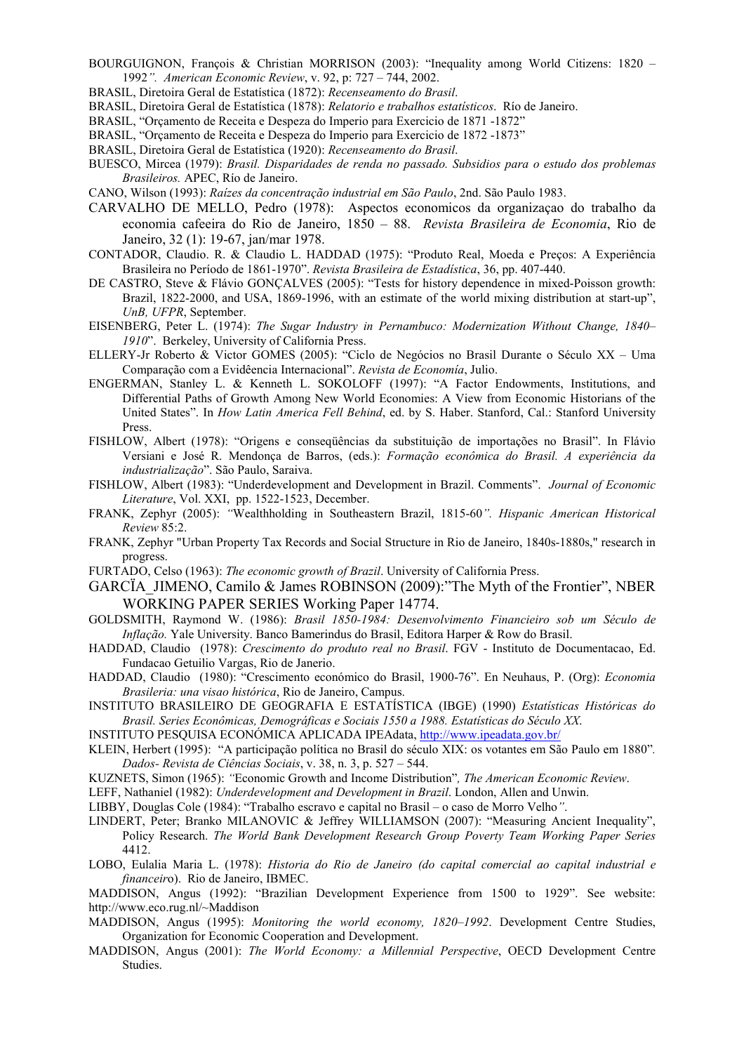BOURGUIGNON, François & Christian MORRISON (2003): "Inequality among World Citizens: 1820 – 1992*". American Economic Review*, v. 92, p: 727 – 744, 2002.

BRASIL, Diretoira Geral de Estatística (1872): *Recenseamento do Brasil*.

BRASIL, Diretoira Geral de Estatística (1878): *Relatorio e trabalhos estatísticos*. Río de Janeiro.

BRASIL, "Orçamento de Receita e Despeza do Imperio para Exercicio de 1871 -1872"

BRASIL, "Orçamento de Receita e Despeza do Imperio para Exercicio de 1872 -1873"

BRASIL, Diretoira Geral de Estatística (1920): *Recenseamento do Brasil*.

BUESCO, Mircea (1979): *Brasil. Disparidades de renda no passado. Subsidios para o estudo dos problemas Brasileiros.* APEC, Río de Janeiro.

CANO, Wilson (1993): *Raízes da concentração industrial em São Paulo*, 2nd. São Paulo 1983.

CARVALHO DE MELLO, Pedro (1978): Aspectos economicos da organizaçao do trabalho da economia cafeeira do Rio de Janeiro, 1850 – 88. *Revista Brasileira de Economia*, Rio de Janeiro, 32 (1): 19-67, jan/mar 1978.

CONTADOR, Claudio. R. & Claudio L. HADDAD (1975): "Produto Real, Moeda e Preços: A Experiência Brasileira no Período de 1861-1970". *Revista Brasileira de Estadística*, 36, pp. 407-440.

DE CASTRO, Steve & Flávio GONÇALVES (2005): "Tests for history dependence in mixed-Poisson growth: Brazil, 1822-2000, and USA, 1869-1996, with an estimate of the world mixing distribution at start-up", *UnB, UFPR*, September.

EISENBERG, Peter L. (1974): *The Sugar Industry in Pernambuco: Modernization Without Change, 1840–1910*". Berkeley, University of California Press.

ELLERY-Jr Roberto & Victor GOMES (2005): "Ciclo de Negócios no Brasil Durante o Século XX – Uma Comparação com a Evidêencia Internacional". *Revista de Economía*, Julio.

ENGERMAN, Stanley L. & Kenneth L. SOKOLOFF (1997): "A Factor Endowments, Institutions, and Differential Paths of Growth Among New World Economies: A View from Economic Historians of the United States". In *How Latin America Fell Behind*, ed. by S. Haber. Stanford, Cal.: Stanford University Press.

FISHLOW, Albert (1978): "Origens e conseqüências da substituição de importações no Brasil". In Flávio Versiani e José R. Mendonça de Barros, (eds.): *Formação econômica do Brasil. A experiência da industrialização*". São Paulo, Saraiva.

FISHLOW, Albert (1983): "Underdevelopment and Development in Brazil. Comments". *Journal of Economic Literature*, Vol. XXI, pp. 1522-1523, December.

FRANK, Zephyr (2005): *"*Wealthholding in Southeastern Brazil, 1815-60*". Hispanic American Historical Review* 85:2.

FRANK, Zephyr "Urban Property Tax Records and Social Structure in Rio de Janeiro, 1840s-1880s," research in progress.

FURTADO, Celso (1963): *The economic growth of Brazil*. University of California Press.

GARCÏA_JIMENO, Camilo & James ROBINSON (2009):"The Myth of the Frontier", NBER WORKING PAPER SERIES Working Paper 14774.

GOLDSMITH, Raymond W. (1986): *Brasil 1850-1984: Desenvolvimento Financieiro sob um Século de Inflação.* Yale University. Banco Bamerindus do Brasil, Editora Harper & Row do Brasil.

HADDAD, Claudio (1978): *Crescimento do produto real no Brasil*. FGV - Instituto de Documentacao, Ed. Fundacao Getuilio Vargas, Rio de Janerio.

HADDAD, Claudio (1980): "Crescimento económico do Brasil, 1900-76". En Neuhaus, P. (Org): *Economia Brasileira: una visao histórica*, Rio de Janeiro, Campus.

INSTITUTO BRASILEIRO DE GEOGRAFIA E ESTATÍSTICA (IBGE) (1990) *Estatísticas Históricas do Brasil. Series Econômicas, Demográficas e Sociais 1550 a 1988. Estatísticas do Século XX*.

INSTITUTO PESQUISA ECONÓMICA APLICADA IPEAdata, http://www.ipeadata.gov.br/

KLEIN, Herbert (1995): "A participação política no Brasil do século XIX: os votantes em São Paulo em 1880"*. Dados- Revista de Ciências Sociais*, v. 38, n. 3, p. 527 – 544.

KUZNETS, Simon (1965): *"*Economic Growth and Income Distribution"*, The American Economic Review*.

LEFF, Nathaniel (1982): *Underdevelopment and Development in Brazil*. London, Allen and Unwin.

LIBBY, Douglas Cole (1984): "Trabalho escravo e capital no Brasil – o caso de Morro Velho*"*.

LINDERT, Peter; Branko MILANOVIC & Jeffrey WILLIAMSON (2007): "Measuring Ancient Inequality", Policy Research. *The World Bank Development Research Group Poverty Team Working Paper Series* 4412.

LOBO, Eulalia Maria L. (1978): *Historia do Rio de Janeiro (do capital comercial ao capital industrial e financeiro*). Rio de Janeiro, IBMEC.

MADDISON, Angus (1992): "Brazilian Development Experience from 1500 to 1929". See website: http://www.eco.rug.nl/~Maddison

MADDISON, Angus (1995): *Monitoring the world economy, 1820–1992*. Development Centre Studies, Organization for Economic Cooperation and Development.

MADDISON, Angus (2001): *The World Economy: a Millennial Perspective*, OECD Development Centre Studies.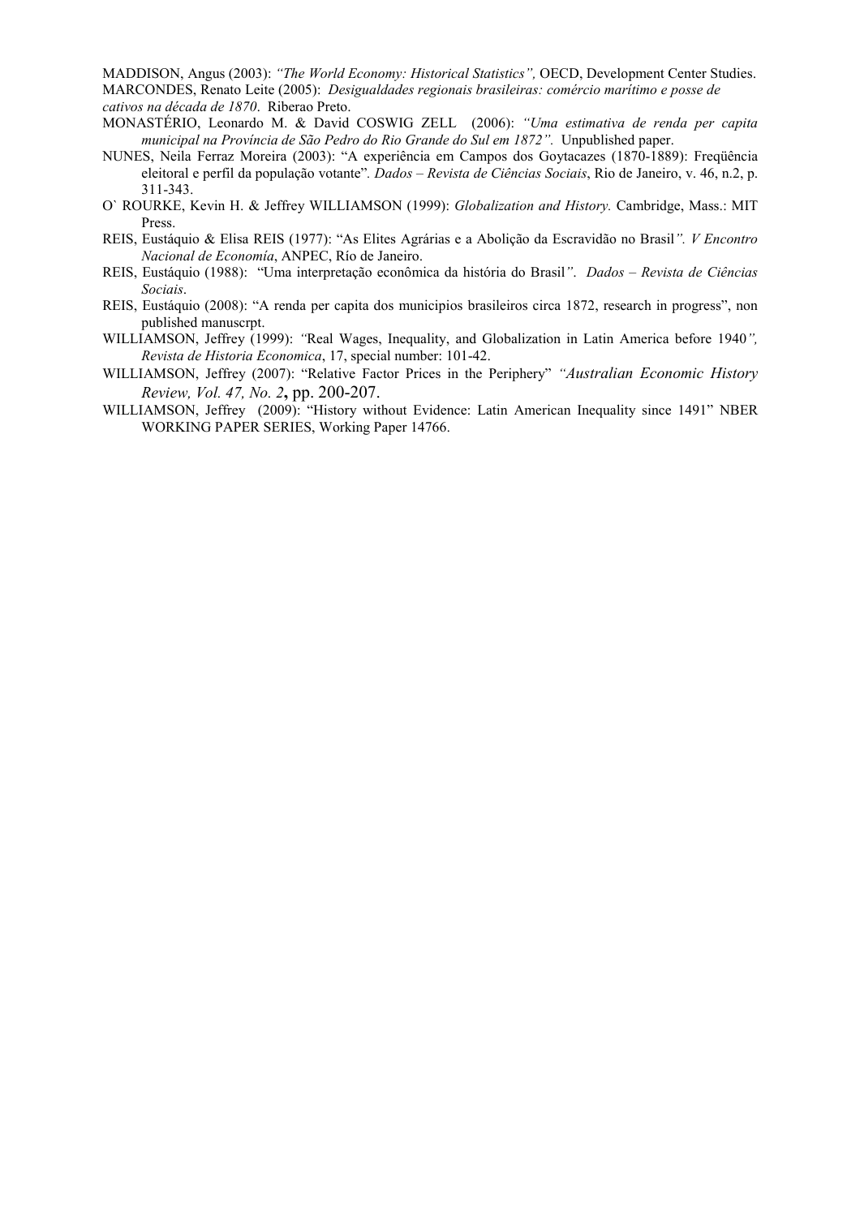MADDISON, Angus (2003): *"The World Economy: Historical Statistics",* OECD, Development Center Studies.

MARCONDES, Renato Leite (2005): *Desigualdades regionais brasileiras: comércio marítimo e posse de cativos na década de 1870*. Riberao Preto.

MONASTÉRIO, Leonardo M. & David COSWIG ZELL (2006): *"Uma estimativa de renda per capita municipal na Província de São Pedro do Rio Grande do Sul em 1872".* Unpublished paper.

NUNES, Neila Ferraz Moreira (2003): "A experiência em Campos dos Goytacazes (1870-1889): Freqüência eleitoral e perfil da população votante"*. Dados – Revista de Ciências Sociais*, Rio de Janeiro, v. 46, n.2, p. 311-343.

O` ROURKE, Kevin H. & Jeffrey WILLIAMSON (1999): *Globalization and History.* Cambridge, Mass.: MIT Press.

REIS, Eustáquio & Elisa REIS (1977): "As Elites Agrárias e a Abolição da Escravidão no Brasil*". V Encontro Nacional de Economía*, ANPEC, Río de Janeiro.

REIS, Eustáquio (1988): "Uma interpretação econômica da história do Brasil*". Dados – Revista de Ciências Sociais*.

REIS, Eustáquio (2008): "A renda per capita dos municipios brasileiros circa 1872, research in progress", non published manuscrpt.

WILLIAMSON, Jeffrey (1999): *"*Real Wages, Inequality, and Globalization in Latin America before 1940*", Revista de Historia Economica*, 17, special number: 101-42.

WILLIAMSON, Jeffrey (2007): "Relative Factor Prices in the Periphery" *"Australian Economic History Review, Vol. 47, No. 2***,** pp. 200-207.

WILLIAMSON, Jeffrey (2009): "History without Evidence: Latin American Inequality since 1491" NBER WORKING PAPER SERIES, Working Paper 14766.